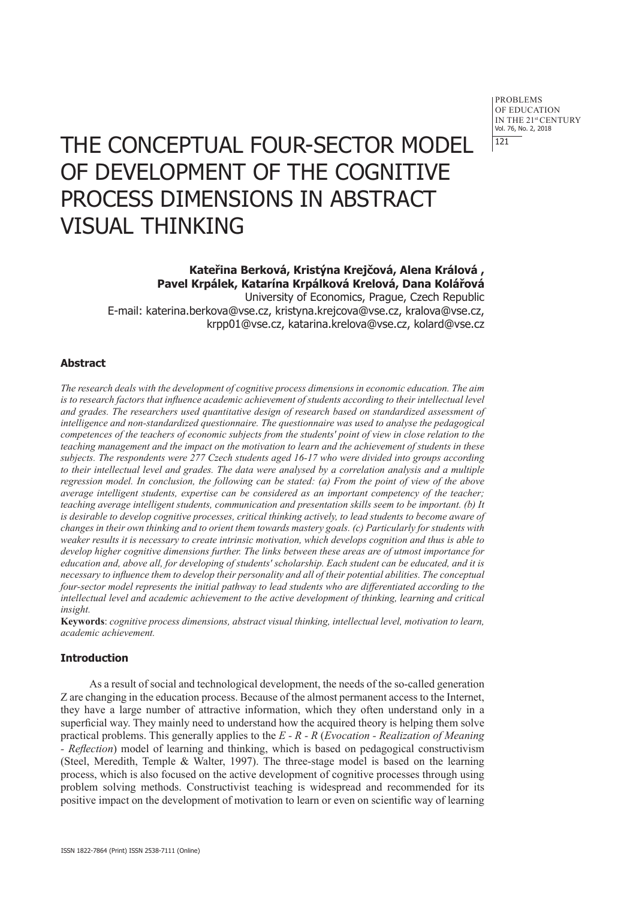# THE CONCEPTUAL FOUR-SECTOR MODEL OF DEVELOPMENT OF THE COGNITIVE PROCESS DIMENSIONS IN ABSTRACT VISUAL THINKING

**Kateřina Berková, Kristýna Krejčová, Alena Králová , Pavel Krpálek, Katarína Krpálková Krelová, Dana Kolářová**

University of Economics, Prague, Czech Republic

E-mail: katerina.berkova@vse.cz, kristyna.krejcova@vse.cz, kralova@vse.cz, krpp01@vse.cz, katarina.krelova@vse.cz, kolard@vse.cz

## Abstract

*The research deals with the development of cognitive process dimensions in economic education. The aim is to research factors that influence academic achievement of students according to their intellectual level and grades. The researchers used quantitative design of research based on standardized assessment of intelligence and non-standardized questionnaire. The questionnaire was used to analyse the pedagogical competences of the teachers of economic subjects from the students' point of view in close relation to the teaching management and the impact on the motivation to learn and the achievement of students in these subjects. The respondents were 277 Czech students aged 16-17 who were divided into groups according to their intellectual level and grades. The data were analysed by a correlation analysis and a multiple regression model. In conclusion, the following can be stated: (a) From the point of view of the above average intelligent students, expertise can be considered as an important competency of the teacher; teaching average intelligent students, communication and presentation skills seem to be important. (b) It is desirable to develop cognitive processes, critical thinking actively, to lead students to become aware of changes in their own thinking and to orient them towards mastery goals. (c) Particularly for students with weaker results it is necessary to create intrinsic motivation, which develops cognition and thus is able to develop higher cognitive dimensions further. The links between these areas are of utmost importance for education and, above all, for developing of students' scholarship. Each student can be educated, and it is necessary to influence them to develop their personality and all of their potential abilities. The conceptual four-sector model represents the initial pathway to lead students who are differentiated according to the intellectual level and academic achievement to the active development of thinking, learning and critical insight.*

**Keywords**: *cognitive process dimensions, abstract visual thinking, intellectual level, motivation to learn, academic achievement.*

## Introduction

As a result of social and technological development, the needs of the so-called generation Z are changing in the education process. Because of the almost permanent access to the Internet, they have a large number of attractive information, which they often understand only in a superficial way. They mainly need to understand how the acquired theory is helping them solve practical problems. This generally applies to the *E - R - R* (*Evocation - Realization of Meaning - Reflection*) model of learning and thinking, which is based on pedagogical constructivism (Steel, Meredith, Temple & Walter, 1997). The three-stage model is based on the learning process, which is also focused on the active development of cognitive processes through using problem solving methods. Constructivist teaching is widespread and recommended for its positive impact on the development of motivation to learn or even on scientific way of learning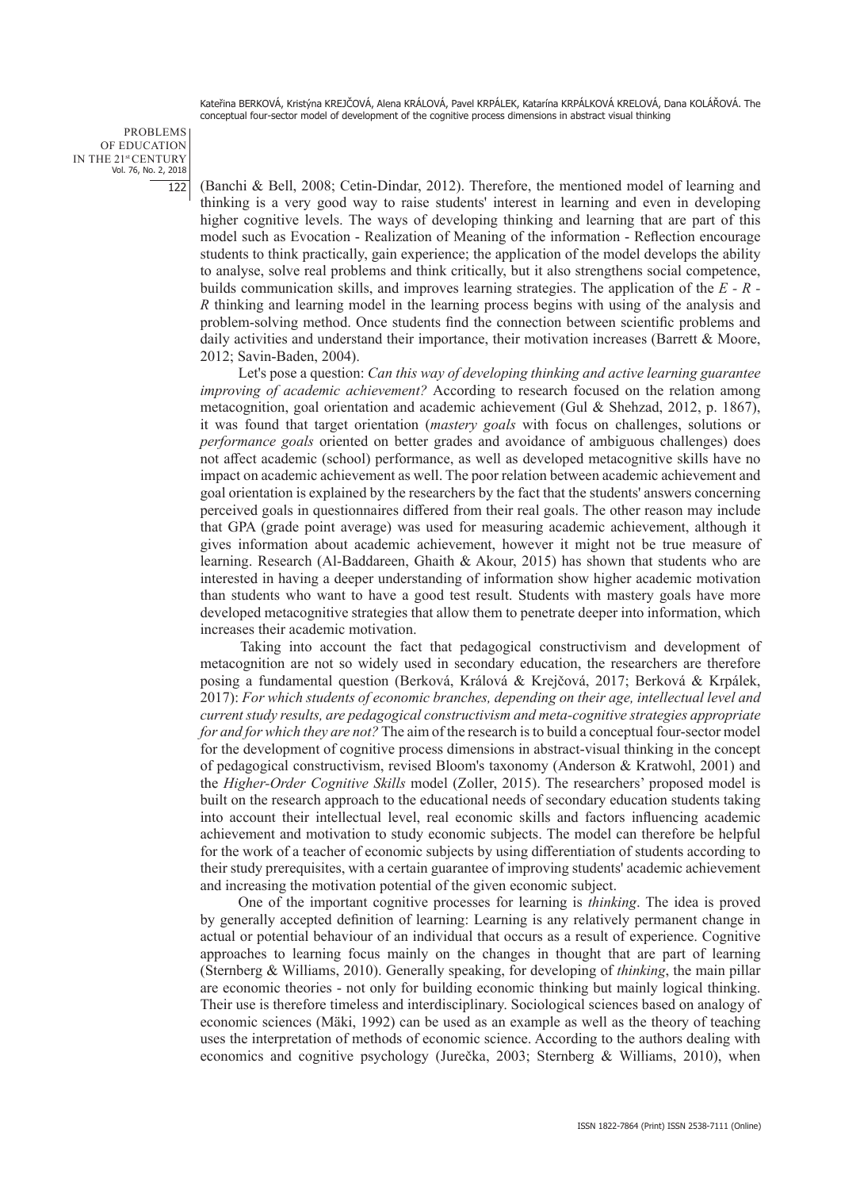(Banchi & Bell, 2008; Cetin-Dindar, 2012). Therefore, the mentioned model of learning and thinking is a very good way to raise students' interest in learning and even in developing higher cognitive levels. The ways of developing thinking and learning that are part of this model such as Evocation - Realization of Meaning of the information - Reflection encourage students to think practically, gain experience; the application of the model develops the ability to analyse, solve real problems and think critically, but it also strengthens social competence, builds communication skills, and improves learning strategies. The application of the *E - R - R* thinking and learning model in the learning process begins with using of the analysis and problem-solving method. Once students find the connection between scientific problems and daily activities and understand their importance, their motivation increases (Barrett & Moore, 2012; Savin-Baden, 2004).

Let's pose a question: *Can this way of developing thinking and active learning guarantee improving of academic achievement?* According to research focused on the relation among metacognition, goal orientation and academic achievement (Gul & Shehzad, 2012, p. 1867), it was found that target orientation (*mastery goals* with focus on challenges, solutions or *performance goals* oriented on better grades and avoidance of ambiguous challenges) does not affect academic (school) performance, as well as developed metacognitive skills have no impact on academic achievement as well. The poor relation between academic achievement and goal orientation is explained by the researchers by the fact that the students' answers concerning perceived goals in questionnaires differed from their real goals. The other reason may include that GPA (grade point average) was used for measuring academic achievement, although it gives information about academic achievement, however it might not be true measure of learning. Research (Al-Baddareen, Ghaith & Akour, 2015) has shown that students who are interested in having a deeper understanding of information show higher academic motivation than students who want to have a good test result. Students with mastery goals have more developed metacognitive strategies that allow them to penetrate deeper into information, which increases their academic motivation.

Taking into account the fact that pedagogical constructivism and development of metacognition are not so widely used in secondary education, the researchers are therefore posing a fundamental question (Berková, Králová & Krejčová, 2017; Berková & Krpálek, 2017): *For which students of economic branches, depending on their age, intellectual level and current study results, are pedagogical constructivism and meta-cognitive strategies appropriate for and for which they are not?* The aim of the research is to build a conceptual four-sector model for the development of cognitive process dimensions in abstract-visual thinking in the concept of pedagogical constructivism, revised Bloom's taxonomy (Anderson & Kratwohl, 2001) and the *Higher-Order Cognitive Skills* model (Zoller, 2015). The researchers' proposed model is built on the research approach to the educational needs of secondary education students taking into account their intellectual level, real economic skills and factors influencing academic achievement and motivation to study economic subjects. The model can therefore be helpful for the work of a teacher of economic subjects by using differentiation of students according to their study prerequisites, with a certain guarantee of improving students' academic achievement and increasing the motivation potential of the given economic subject.

One of the important cognitive processes for learning is *thinking*. The idea is proved by generally accepted definition of learning: Learning is any relatively permanent change in actual or potential behaviour of an individual that occurs as a result of experience. Cognitive approaches to learning focus mainly on the changes in thought that are part of learning (Sternberg & Williams, 2010). Generally speaking, for developing of *thinking*, the main pillar are economic theories - not only for building economic thinking but mainly logical thinking. Their use is therefore timeless and interdisciplinary. Sociological sciences based on analogy of economic sciences (Mäki, 1992) can be used as an example as well as the theory of teaching uses the interpretation of methods of economic science. According to the authors dealing with economics and cognitive psychology (Jurečka, 2003; Sternberg & Williams, 2010), when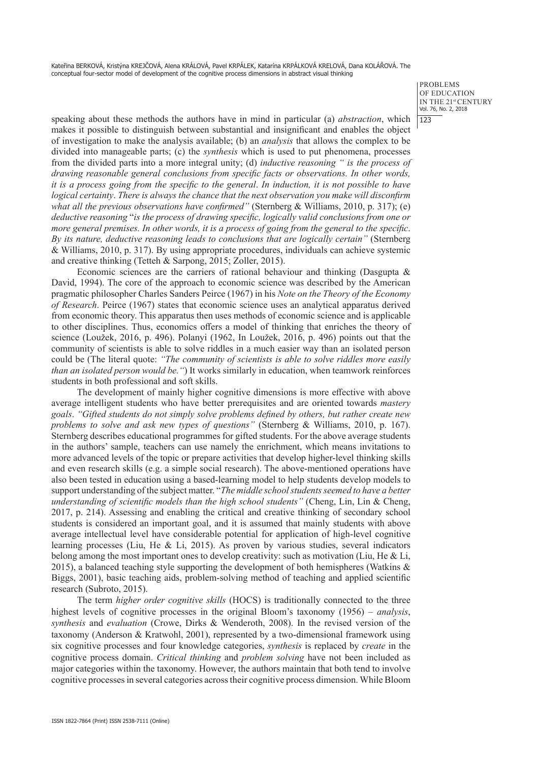speaking about these methods the authors have in mind in particular (a) *abstraction*, which makes it possible to distinguish between substantial and insignificant and enables the object of investigation to make the analysis available; (b) an *analysis* that allows the complex to be divided into manageable parts; (c) the *synthesis* which is used to put phenomena, processes from the divided parts into a more integral unity; (d) *inductive reasoning " is the process of drawing reasonable general conclusions from specific facts or observations. In other words, it is a process going from the specific to the general*. *In induction, it is not possible to have logical certainty*. *There is always the chance that the next observation you make will disconfirm what all the previous observations have confirmed"* (Sternberg & Williams, 2010, p. 317); (e) *deductive reasoning* "*is the process of drawing specific, logically valid conclusions from one or more general premises. In other words, it is a process of going from the general to the specific*. *By its nature, deductive reasoning leads to conclusions that are logically certain"* (Sternberg & Williams, 2010, p. 317). By using appropriate procedures, individuals can achieve systemic and creative thinking (Tetteh & Sarpong, 2015; Zoller, 2015).

Economic sciences are the carriers of rational behaviour and thinking (Dasgupta & David, 1994). The core of the approach to economic science was described by the American pragmatic philosopher Charles Sanders Peirce (1967) in his *Note on the Theory of the Economy of Research*. Peirce (1967) states that economic science uses an analytical apparatus derived from economic theory. This apparatus then uses methods of economic science and is applicable to other disciplines. Thus, economics offers a model of thinking that enriches the theory of science (Loužek, 2016, p. 496). Polanyi (1962, In Loužek, 2016, p. 496) points out that the community of scientists is able to solve riddles in a much easier way than an isolated person could be (The literal quote: *"The community of scientists is able to solve riddles more easily than an isolated person would be."*) It works similarly in education, when teamwork reinforces students in both professional and soft skills.

The development of mainly higher cognitive dimensions is more effective with above average intelligent students who have better prerequisites and are oriented towards *mastery goals*. *"Gifted students do not simply solve problems defined by others, but rather create new problems to solve and ask new types of questions"* (Sternberg & Williams, 2010, p. 167). Sternberg describes educational programmes for gifted students. For the above average students in the authors' sample, teachers can use namely the enrichment, which means invitations to more advanced levels of the topic or prepare activities that develop higher-level thinking skills and even research skills (e.g. a simple social research). The above-mentioned operations have also been tested in education using a based-learning model to help students develop models to support understanding of the subject matter. "*The middle school students seemed to have a better understanding of scientific models than the high school students"* (Cheng, Lin, Lin & Cheng, 2017, p. 214). Assessing and enabling the critical and creative thinking of secondary school students is considered an important goal, and it is assumed that mainly students with above average intellectual level have considerable potential for application of high-level cognitive learning processes (Liu, He & Li, 2015). As proven by various studies, several indicators belong among the most important ones to develop creativity: such as motivation (Liu, He & Li, 2015), a balanced teaching style supporting the development of both hemispheres (Watkins & Biggs, 2001), basic teaching aids, problem-solving method of teaching and applied scientific research (Subroto, 2015).

The term *higher order cognitive skills* (HOCS) is traditionally connected to the three highest levels of cognitive processes in the original Bloom's taxonomy (1956) – *analysis*, *synthesis* and *evaluation* (Crowe, Dirks & Wenderoth, 2008). In the revised version of the taxonomy (Anderson & Kratwohl, 2001), represented by a two-dimensional framework using six cognitive processes and four knowledge categories, *synthesis* is replaced by *create* in the cognitive process domain. *Critical thinking* and *problem solving* have not been included as major categories within the taxonomy. However, the authors maintain that both tend to involve cognitive processes in several categories across their cognitive process dimension. While Bloom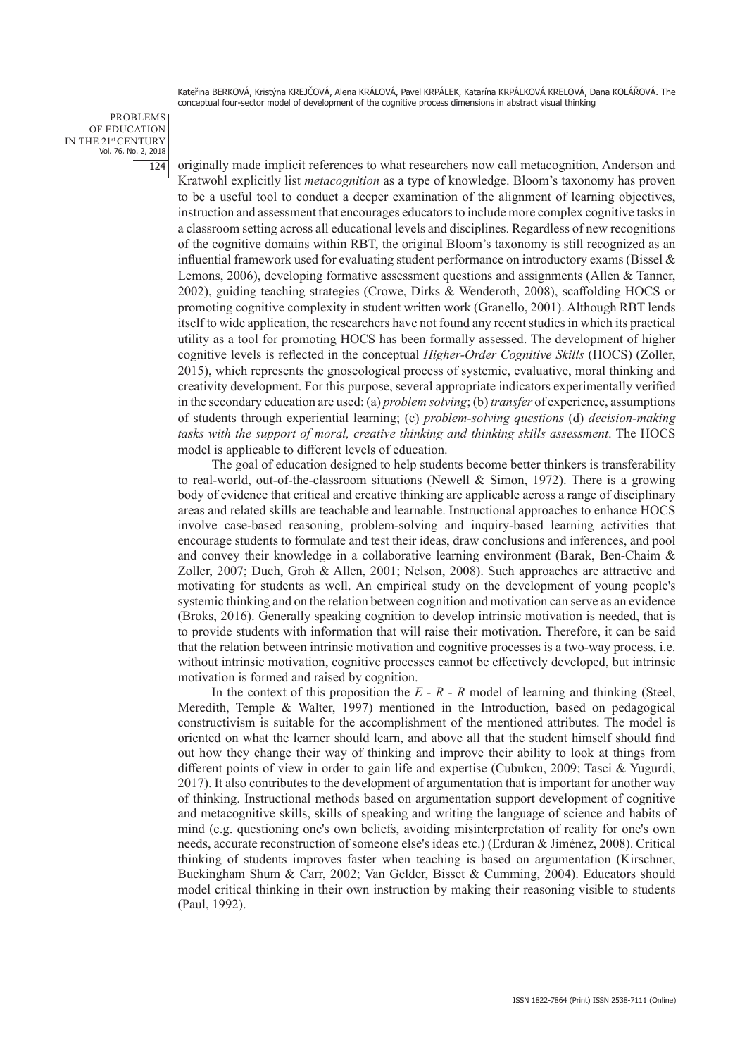originally made implicit references to what researchers now call metacognition, Anderson and Kratwohl explicitly list *metacognition* as a type of knowledge. Bloom's taxonomy has proven to be a useful tool to conduct a deeper examination of the alignment of learning objectives, instruction and assessment that encourages educators to include more complex cognitive tasks in a classroom setting across all educational levels and disciplines. Regardless of new recognitions of the cognitive domains within RBT, the original Bloom's taxonomy is still recognized as an influential framework used for evaluating student performance on introductory exams (Bissel & Lemons, 2006), developing formative assessment questions and assignments (Allen & Tanner, 2002), guiding teaching strategies (Crowe, Dirks & Wenderoth, 2008), scaffolding HOCS or promoting cognitive complexity in student written work (Granello, 2001). Although RBT lends itself to wide application, the researchers have not found any recent studies in which its practical utility as a tool for promoting HOCS has been formally assessed. The development of higher cognitive levels is reflected in the conceptual *Higher-Order Cognitive Skills* (HOCS) (Zoller, 2015), which represents the gnoseological process of systemic, evaluative, moral thinking and creativity development. For this purpose, several appropriate indicators experimentally verified in the secondary education are used: (a) *problem solving*; (b) *transfer* of experience, assumptions of students through experiential learning; (c) *problem-solving questions* (d) *decision-making tasks with the support of moral, creative thinking and thinking skills assessment*. The HOCS model is applicable to different levels of education.

The goal of education designed to help students become better thinkers is transferability to real-world, out-of-the-classroom situations (Newell & Simon, 1972). There is a growing body of evidence that critical and creative thinking are applicable across a range of disciplinary areas and related skills are teachable and learnable. Instructional approaches to enhance HOCS involve case-based reasoning, problem-solving and inquiry-based learning activities that encourage students to formulate and test their ideas, draw conclusions and inferences, and pool and convey their knowledge in a collaborative learning environment (Barak, Ben-Chaim & Zoller, 2007; Duch, Groh & Allen, 2001; Nelson, 2008). Such approaches are attractive and motivating for students as well. An empirical study on the development of young people's systemic thinking and on the relation between cognition and motivation can serve as an evidence (Broks, 2016). Generally speaking cognition to develop intrinsic motivation is needed, that is to provide students with information that will raise their motivation. Therefore, it can be said that the relation between intrinsic motivation and cognitive processes is a two-way process, i.e. without intrinsic motivation, cognitive processes cannot be effectively developed, but intrinsic motivation is formed and raised by cognition.

In the context of this proposition the *E - R - R* model of learning and thinking (Steel, Meredith, Temple & Walter, 1997) mentioned in the Introduction, based on pedagogical constructivism is suitable for the accomplishment of the mentioned attributes. The model is oriented on what the learner should learn, and above all that the student himself should find out how they change their way of thinking and improve their ability to look at things from different points of view in order to gain life and expertise (Cubukcu, 2009; Tasci & Yugurdi, 2017). It also contributes to the development of argumentation that is important for another way of thinking. Instructional methods based on argumentation support development of cognitive and metacognitive skills, skills of speaking and writing the language of science and habits of mind (e.g. questioning one's own beliefs, avoiding misinterpretation of reality for one's own needs, accurate reconstruction of someone else's ideas etc.) (Erduran & Jiménez, 2008). Critical thinking of students improves faster when teaching is based on argumentation (Kirschner, Buckingham Shum & Carr, 2002; Van Gelder, Bisset & Cumming, 2004). Educators should model critical thinking in their own instruction by making their reasoning visible to students (Paul, 1992).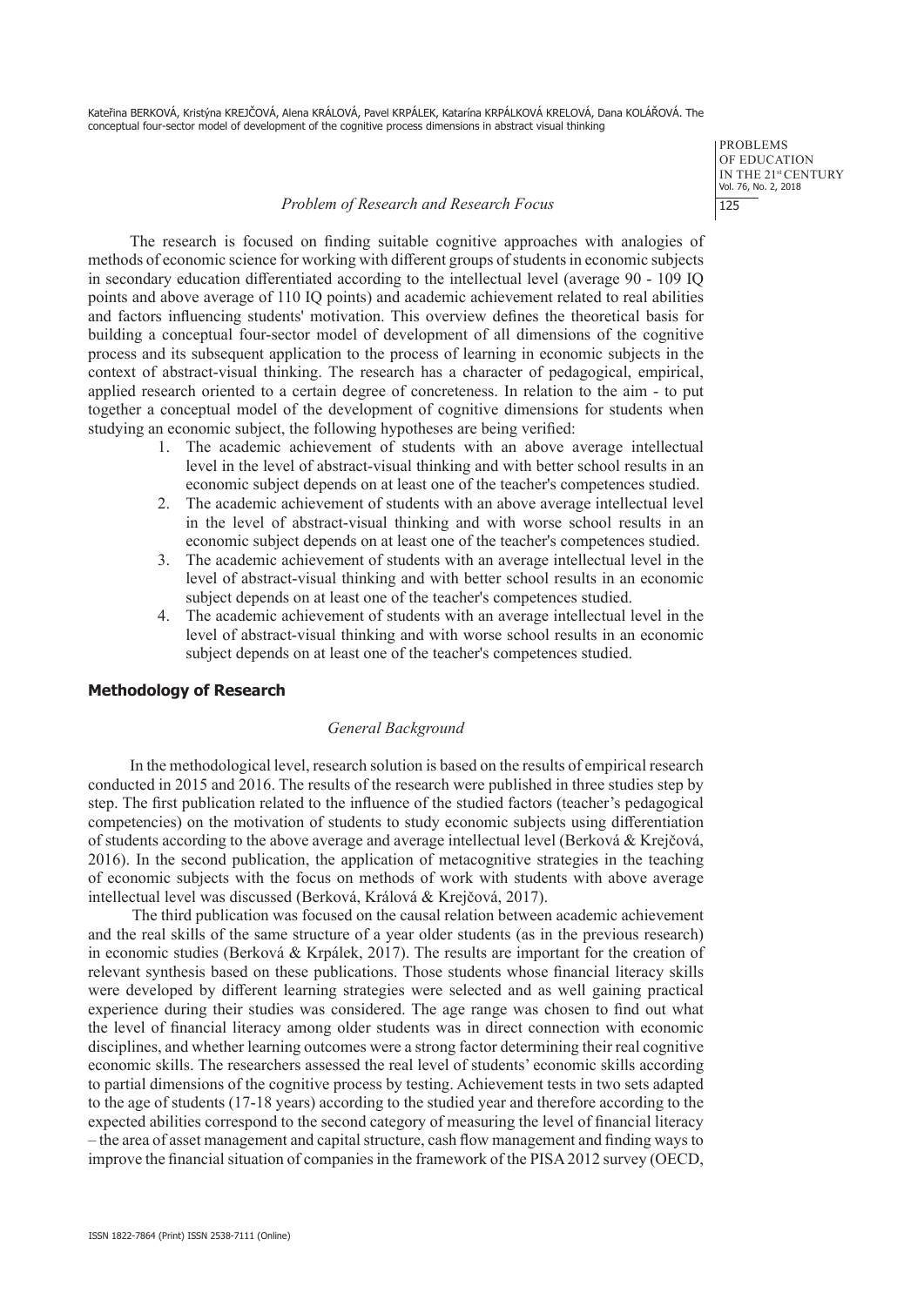### *Problem of Research and Research Focus*

The research is focused on finding suitable cognitive approaches with analogies of methods of economic science for working with different groups of students in economic subjects in secondary education differentiated according to the intellectual level (average 90 - 109 IQ points and above average of 110 IQ points) and academic achievement related to real abilities and factors influencing students' motivation. This overview defines the theoretical basis for building a conceptual four-sector model of development of all dimensions of the cognitive process and its subsequent application to the process of learning in economic subjects in the context of abstract-visual thinking. The research has a character of pedagogical, empirical, applied research oriented to a certain degree of concreteness. In relation to the aim - to put together a conceptual model of the development of cognitive dimensions for students when studying an economic subject, the following hypotheses are being verified:

1. The academic achievement of students with an above average intellectual level in the level of abstract-visual thinking and with better school results in an economic subject depends on at least one of the teacher's competences studied.
2. The academic achievement of students with an above average intellectual level in the level of abstract-visual thinking and with worse school results in an economic subject depends on at least one of the teacher's competences studied.
3. The academic achievement of students with an average intellectual level in the level of abstract-visual thinking and with better school results in an economic subject depends on at least one of the teacher's competences studied.
4. The academic achievement of students with an average intellectual level in the level of abstract-visual thinking and with worse school results in an economic subject depends on at least one of the teacher's competences studied.

## **Methodology of Research**

### *General Background*

In the methodological level, research solution is based on the results of empirical research conducted in 2015 and 2016. The results of the research were published in three studies step by step. The first publication related to the influence of the studied factors (teacher's pedagogical competencies) on the motivation of students to study economic subjects using differentiation of students according to the above average and average intellectual level (Berková & Krejčová, 2016). In the second publication, the application of metacognitive strategies in the teaching of economic subjects with the focus on methods of work with students with above average intellectual level was discussed (Berková, Králová & Krejčová, 2017).

The third publication was focused on the causal relation between academic achievement and the real skills of the same structure of a year older students (as in the previous research) in economic studies (Berková & Krpálek, 2017). The results are important for the creation of relevant synthesis based on these publications. Those students whose financial literacy skills were developed by different learning strategies were selected and as well gaining practical experience during their studies was considered. The age range was chosen to find out what the level of financial literacy among older students was in direct connection with economic disciplines, and whether learning outcomes were a strong factor determining their real cognitive economic skills. The researchers assessed the real level of students' economic skills according to partial dimensions of the cognitive process by testing. Achievement tests in two sets adapted to the age of students (17-18 years) according to the studied year and therefore according to the expected abilities correspond to the second category of measuring the level of financial literacy – the area of asset management and capital structure, cash flow management and finding ways to improve the financial situation of companies in the framework of the PISA 2012 survey (OECD,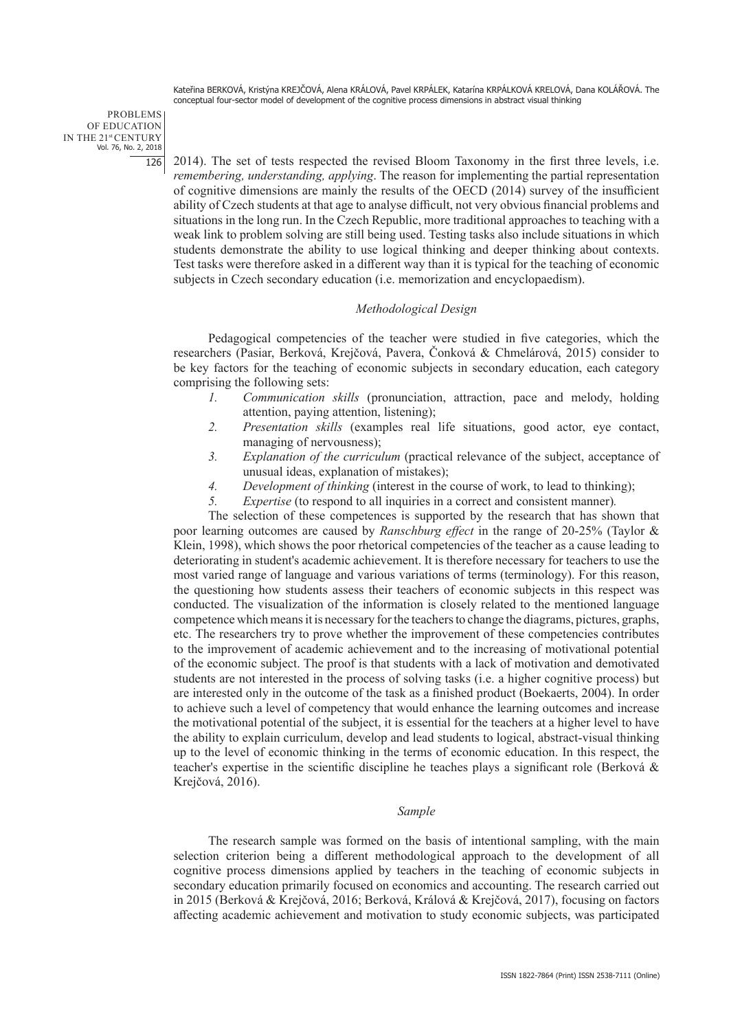2014). The set of tests respected the revised Bloom Taxonomy in the first three levels, i.e. *remembering, understanding, applying*. The reason for implementing the partial representation of cognitive dimensions are mainly the results of the OECD (2014) survey of the insufficient ability of Czech students at that age to analyse difficult, not very obvious financial problems and situations in the long run. In the Czech Republic, more traditional approaches to teaching with a weak link to problem solving are still being used. Testing tasks also include situations in which students demonstrate the ability to use logical thinking and deeper thinking about contexts. Test tasks were therefore asked in a different way than it is typical for the teaching of economic subjects in Czech secondary education (i.e. memorization and encyclopaedism).

### *Methodological Design*

Pedagogical competencies of the teacher were studied in five categories, which the researchers (Pasiar, Berková, Krejčová, Pavera, Čonková & Chmelárová, 2015) consider to be key factors for the teaching of economic subjects in secondary education, each category comprising the following sets:

1. *Communication skills* (pronunciation, attraction, pace and melody, holding attention, paying attention, listening);
2. *Presentation skills* (examples real life situations, good actor, eye contact, managing of nervousness);
3. *Explanation of the curriculum* (practical relevance of the subject, acceptance of unusual ideas, explanation of mistakes);
4. *Development of thinking* (interest in the course of work, to lead to thinking);
5. *Expertise* (to respond to all inquiries in a correct and consistent manner).

The selection of these competences is supported by the research that has shown that poor learning outcomes are caused by *Ranschburg effect* in the range of 20-25% (Taylor & Klein, 1998), which shows the poor rhetorical competencies of the teacher as a cause leading to deteriorating in student's academic achievement. It is therefore necessary for teachers to use the most varied range of language and various variations of terms (terminology). For this reason, the questioning how students assess their teachers of economic subjects in this respect was conducted. The visualization of the information is closely related to the mentioned language competence which means it is necessary for the teachers to change the diagrams, pictures, graphs, etc. The researchers try to prove whether the improvement of these competencies contributes to the improvement of academic achievement and to the increasing of motivational potential of the economic subject. The proof is that students with a lack of motivation and demotivated students are not interested in the process of solving tasks (i.e. a higher cognitive process) but are interested only in the outcome of the task as a finished product (Boekaerts, 2004). In order to achieve such a level of competency that would enhance the learning outcomes and increase the motivational potential of the subject, it is essential for the teachers at a higher level to have the ability to explain curriculum, develop and lead students to logical, abstract-visual thinking up to the level of economic thinking in the terms of economic education. In this respect, the teacher's expertise in the scientific discipline he teaches plays a significant role (Berková & Krejčová, 2016).

### *Sample*

The research sample was formed on the basis of intentional sampling, with the main selection criterion being a different methodological approach to the development of all cognitive process dimensions applied by teachers in the teaching of economic subjects in secondary education primarily focused on economics and accounting. The research carried out in 2015 (Berková & Krejčová, 2016; Berková, Králová & Krejčová, 2017), focusing on factors affecting academic achievement and motivation to study economic subjects, was participated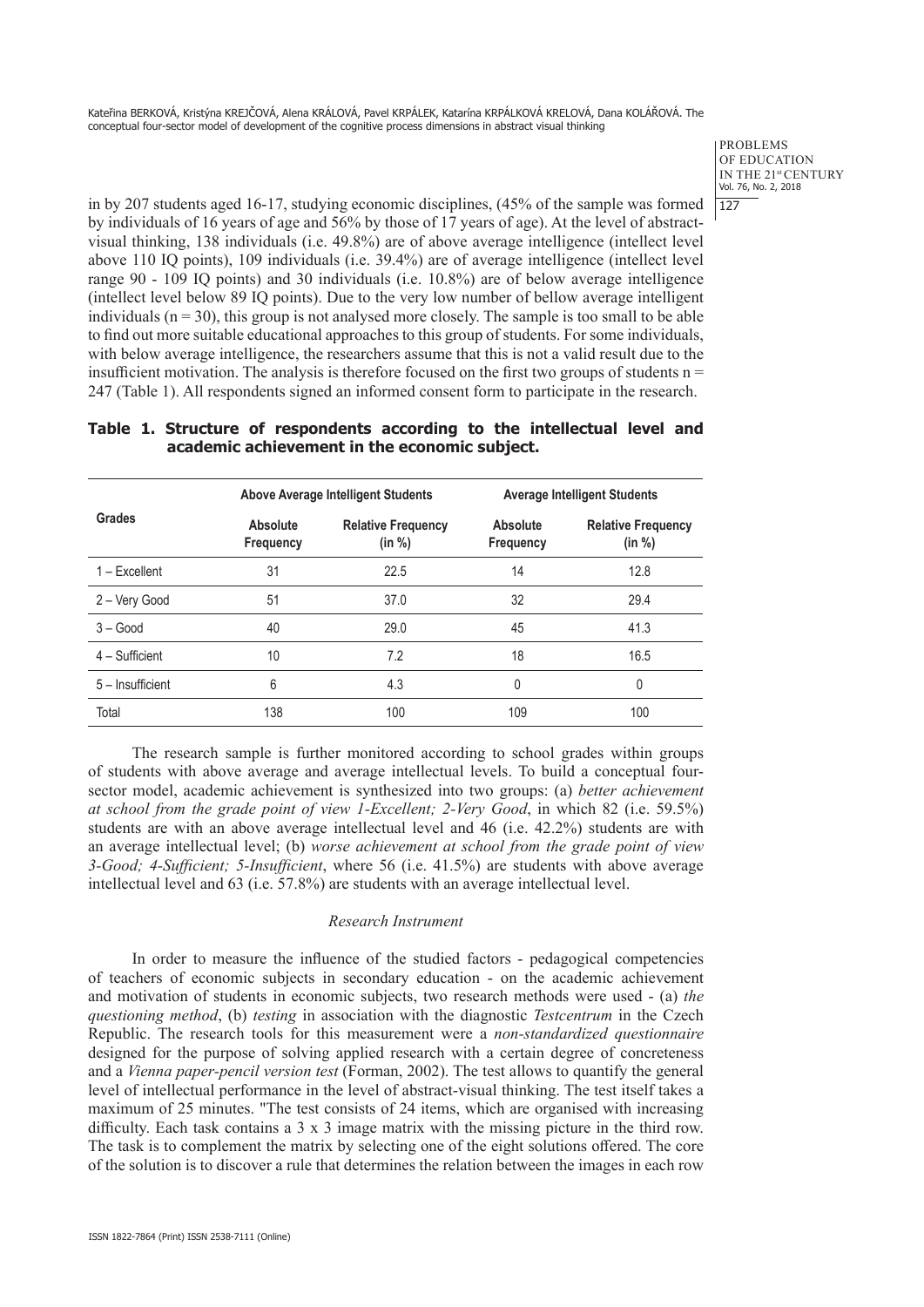in by 207 students aged 16-17, studying economic disciplines, (45% of the sample was formed by individuals of 16 years of age and 56% by those of 17 years of age). At the level of abstract-visual thinking, 138 individuals (i.e. 49.8%) are of above average intelligence (intellect level above 110 IQ points), 109 individuals (i.e. 39.4%) are of average intelligence (intellect level range 90 - 109 IQ points) and 30 individuals (i.e. 10.8%) are of below average intelligence (intellect level below 89 IQ points). Due to the very low number of bellow average intelligent individuals (n = 30), this group is not analysed more closely. The sample is too small to be able to find out more suitable educational approaches to this group of students. For some individuals, with below average intelligence, the researchers assume that this is not a valid result due to the insufficient motivation. The analysis is therefore focused on the first two groups of students n = 247 (Table 1). All respondents signed an informed consent form to participate in the research.

**Table 1. Structure of respondents according to the intellectual level and academic achievement in the economic subject.**

| Grades | Above Average Intelligent Students | | Average Intelligent Students | |
|---|---|---|---|---|
| | Absolute Frequency | Relative Frequency (in %) | Absolute Frequency | Relative Frequency (in %) |
| 1 – Excellent | 31 | 22.5 | 14 | 12.8 |
| 2 – Very Good | 51 | 37.0 | 32 | 29.4 |
| 3 – Good | 40 | 29.0 | 45 | 41.3 |
| 4 – Sufficient | 10 | 7.2 | 18 | 16.5 |
| 5 – Insufficient | 6 | 4.3 | 0 | 0 |
| Total | 138 | 100 | 109 | 100 |

The research sample is further monitored according to school grades within groups of students with above average and average intellectual levels. To build a conceptual four-sector model, academic achievement is synthesized into two groups: (a) *better achievement at school from the grade point of view 1-Excellent; 2-Very Good*, in which 82 (i.e. 59.5%) students are with an above average intellectual level and 46 (i.e. 42.2%) students are with an average intellectual level; (b) *worse achievement at school from the grade point of view 3-Good; 4-Sufficient; 5-Insufficient*, where 56 (i.e. 41.5%) are students with above average intellectual level and 63 (i.e. 57.8%) are students with an average intellectual level.

### *Research Instrument*

In order to measure the influence of the studied factors - pedagogical competencies of teachers of economic subjects in secondary education - on the academic achievement and motivation of students in economic subjects, two research methods were used - (a) *the questioning method*, (b) *testing* in association with the diagnostic *Testcentrum* in the Czech Republic. The research tools for this measurement were a *non-standardized questionnaire* designed for the purpose of solving applied research with a certain degree of concreteness and a *Vienna paper-pencil version test* (Forman, 2002). The test allows to quantify the general level of intellectual performance in the level of abstract-visual thinking. The test itself takes a maximum of 25 minutes. "The test consists of 24 items, which are organised with increasing difficulty. Each task contains a 3 x 3 image matrix with the missing picture in the third row. The task is to complement the matrix by selecting one of the eight solutions offered. The core of the solution is to discover a rule that determines the relation between the images in each row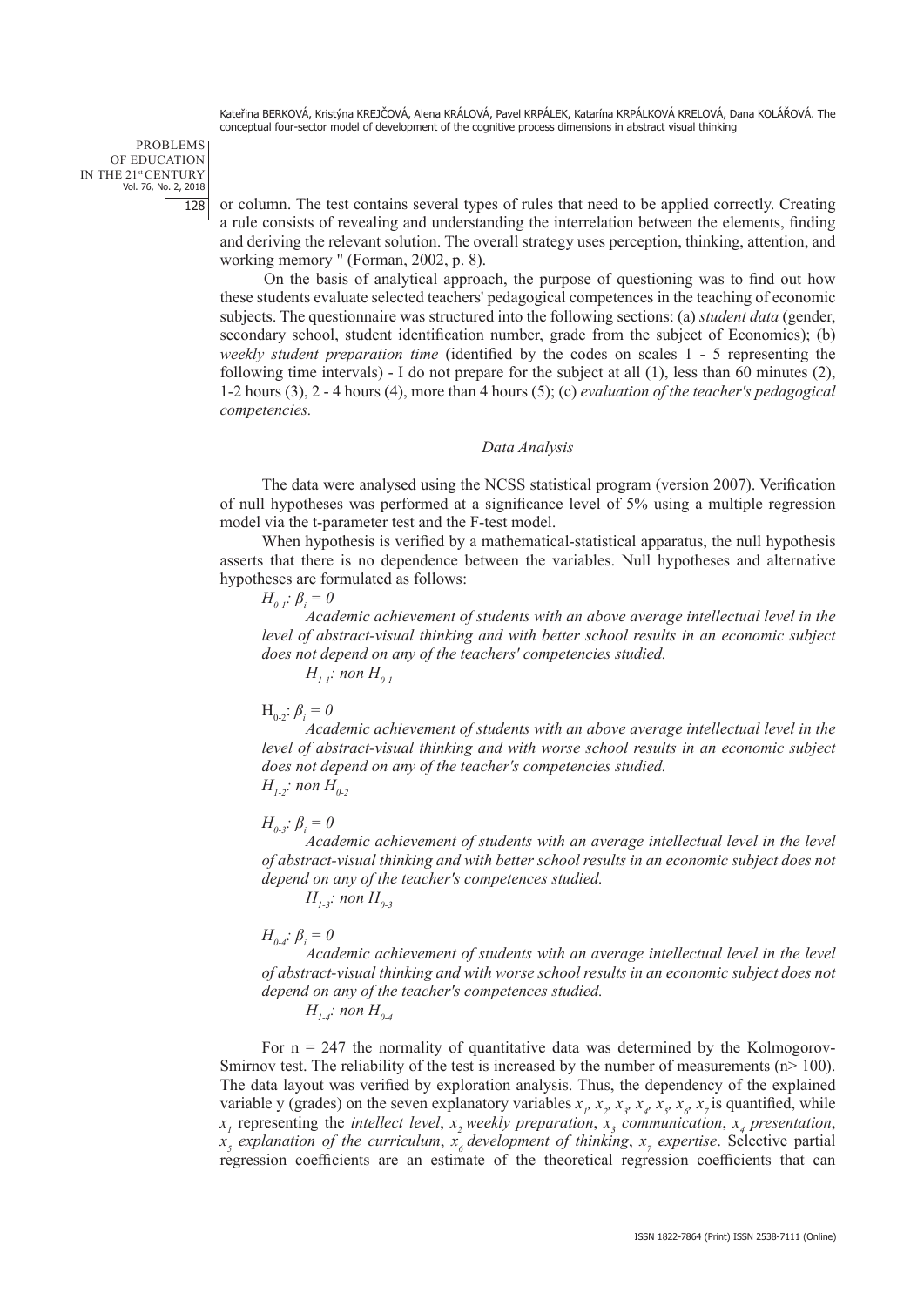or column. The test contains several types of rules that need to be applied correctly. Creating a rule consists of revealing and understanding the interrelation between the elements, finding and deriving the relevant solution. The overall strategy uses perception, thinking, attention, and working memory " (Forman, 2002, p. 8).

On the basis of analytical approach, the purpose of questioning was to find out how these students evaluate selected teachers' pedagogical competences in the teaching of economic subjects. The questionnaire was structured into the following sections: (a) *student data* (gender, secondary school, student identification number, grade from the subject of Economics); (b) *weekly student preparation time* (identified by the codes on scales 1 - 5 representing the following time intervals) - I do not prepare for the subject at all (1), less than 60 minutes (2), 1-2 hours (3), 2 - 4 hours (4), more than 4 hours (5); (c) *evaluation of the teacher's pedagogical competencies.*

### *Data Analysis*

The data were analysed using the NCSS statistical program (version 2007). Verification of null hypotheses was performed at a significance level of 5% using a multiple regression model via the t-parameter test and the F-test model.

When hypothesis is verified by a mathematical-statistical apparatus, the null hypothesis asserts that there is no dependence between the variables. Null hypotheses and alternative hypotheses are formulated as follows:

$H_{0-1}$: $\beta_i = 0$

*Academic achievement of students with an above average intellectual level in the level of abstract-visual thinking and with better school results in an economic subject does not depend on any of the teachers' competencies studied.*

$H_{1-1}$: *non* $H_{0-1}$

$H_{0-2}$: $\beta_i = 0$

*Academic achievement of students with an above average intellectual level in the level of abstract-visual thinking and with worse school results in an economic subject does not depend on any of the teacher's competencies studied.*

$H_{1-2}$: *non* $H_{0-2}$

$H_{0-3}$: $\beta_i = 0$

*Academic achievement of students with an average intellectual level in the level of abstract-visual thinking and with better school results in an economic subject does not depend on any of the teacher's competences studied.*

$H_{1-3}$: *non* $H_{0-3}$

$H_{0-4}$: $\beta_i = 0$

*Academic achievement of students with an average intellectual level in the level of abstract-visual thinking and with worse school results in an economic subject does not depend on any of the teacher's competences studied.*

$H_{1-4}$: *non* $H_{0-4}$

For n = 247 the normality of quantitative data was determined by the Kolmogorov-Smirnov test. The reliability of the test is increased by the number of measurements (n> 100). The data layout was verified by exploration analysis. Thus, the dependency of the explained variable y (grades) on the seven explanatory variables $x_1$, $x_2$, $x_3$, $x_4$, $x_5$, $x_6$, $x_7$ is quantified, while $x_1$ representing the *intellect level*, $x_2$ *weekly preparation*, $x_3$ *communication*, $x_4$ *presentation*, $x_5$ *explanation of the curriculum*, $x_6$ *development of thinking*, $x_7$ *expertise*. Selective partial regression coefficients are an estimate of the theoretical regression coefficients that can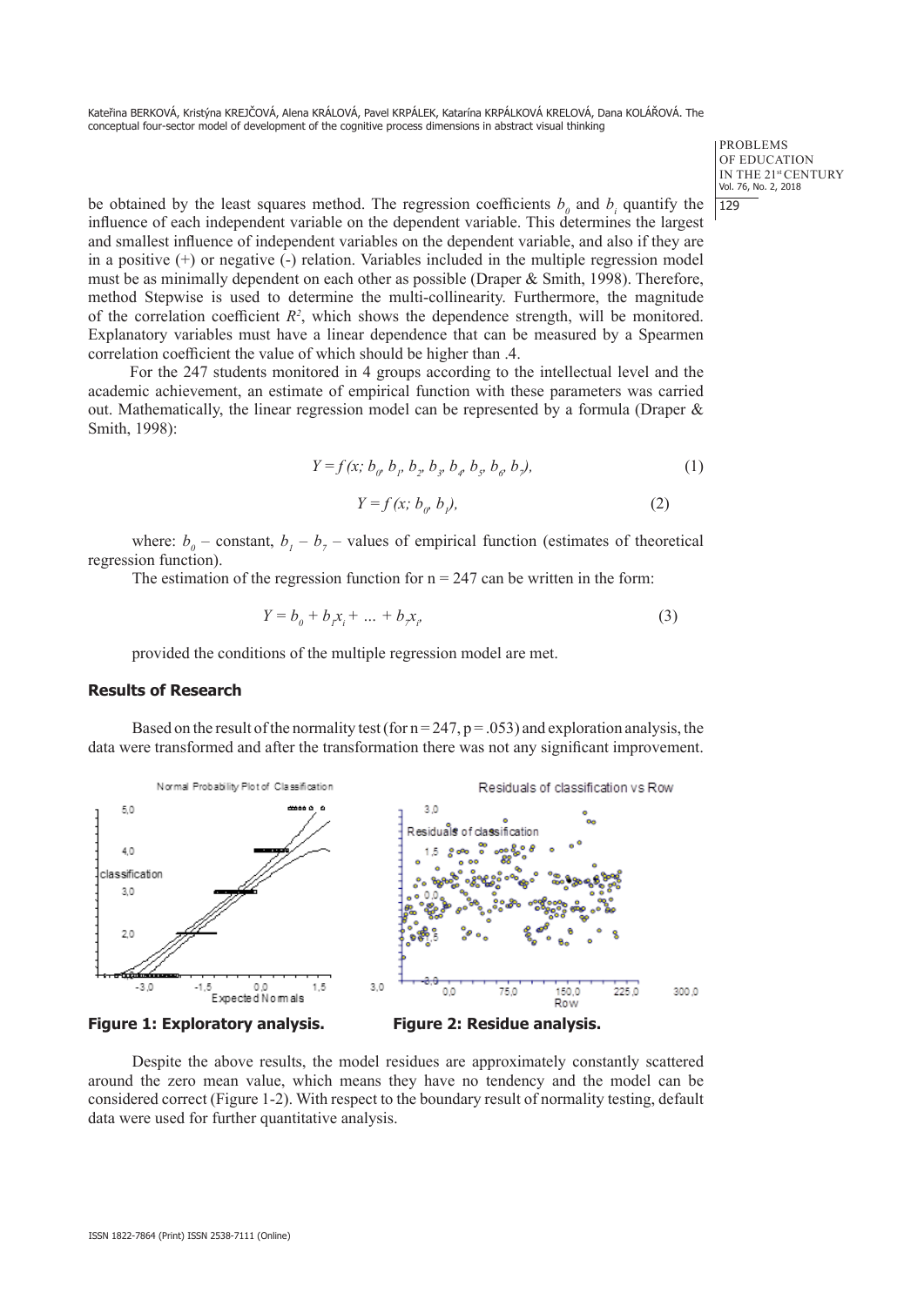be obtained by the least squares method. The regression coefficients $b_0$ and $b_i$ quantify the influence of each independent variable on the dependent variable. This determines the largest and smallest influence of independent variables on the dependent variable, and also if they are in a positive (+) or negative (-) relation. Variables included in the multiple regression model must be as minimally dependent on each other as possible (Draper & Smith, 1998). Therefore, method Stepwise is used to determine the multi-collinearity. Furthermore, the magnitude of the correlation coefficient $R^2$, which shows the dependence strength, will be monitored. Explanatory variables must have a linear dependence that can be measured by a Spearmen correlation coefficient the value of which should be higher than .4.

For the 247 students monitored in 4 groups according to the intellectual level and the academic achievement, an estimate of empirical function with these parameters was carried out. Mathematically, the linear regression model can be represented by a formula (Draper & Smith, 1998):

$$Y = f\,(x;\ b_0,\ b_1,\ b_2,\ b_3,\ b_4,\ b_5,\ b_6,\ b_7), \tag{1}$$

$$Y = f\,(x;\ b_0,\ b_1), \tag{2}$$

where: $b_0$ – constant, $b_1 - b_7$ – values of empirical function (estimates of theoretical regression function).

The estimation of the regression function for n = 247 can be written in the form:

$$Y = b_0 + b_1 x_i + \ldots + b_7 x_i, \tag{3}$$

provided the conditions of the multiple regression model are met.

## Results of Research

Based on the result of the normality test (for n = 247, p = .053) and exploration analysis, the data were transformed and after the transformation there was not any significant improvement.

Normal Probability Plot of Classification

classification

5,0
4,0
3,0
2,0

-3,0 -1,5 0,0 1,5 3,0

Expected Normals

**Figure 1: Exploratory analysis.**

Residuals of classification vs Row

Residuals of classification

3,0
1,5
0,0
-1,5
-3,0

0,0 75,0 150,0 225,0 300,0

Row

**Figure 2: Residue analysis.**

Despite the above results, the model residues are approximately constantly scattered around the zero mean value, which means they have no tendency and the model can be considered correct (Figure 1-2). With respect to the boundary result of normality testing, default data were used for further quantitative analysis.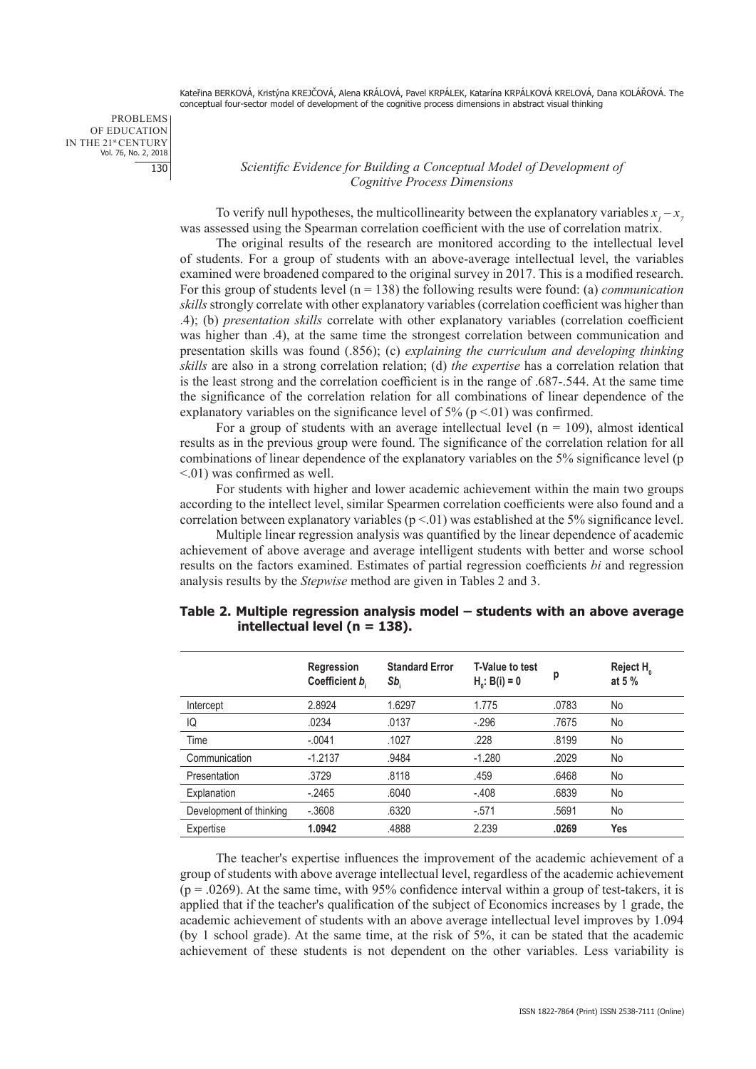### *Scientific Evidence for Building a Conceptual Model of Development of Cognitive Process Dimensions*

To verify null hypotheses, the multicollinearity between the explanatory variables $x_1 - x_7$ was assessed using the Spearman correlation coefficient with the use of correlation matrix.

The original results of the research are monitored according to the intellectual level of students. For a group of students with an above-average intellectual level, the variables examined were broadened compared to the original survey in 2017. This is a modified research. For this group of students level ($n = 138$) the following results were found: (a) *communication skills* strongly correlate with other explanatory variables (correlation coefficient was higher than .4); (b) *presentation skills* correlate with other explanatory variables (correlation coefficient was higher than .4), at the same time the strongest correlation between communication and presentation skills was found (.856); (c) *explaining the curriculum and developing thinking skills* are also in a strong correlation relation; (d) *the expertise* has a correlation relation that is the least strong and the correlation coefficient is in the range of .687-.544. At the same time the significance of the correlation relation for all combinations of linear dependence of the explanatory variables on the significance level of 5% ($p < .01$) was confirmed.

For a group of students with an average intellectual level ($n = 109$), almost identical results as in the previous group were found. The significance of the correlation relation for all combinations of linear dependence of the explanatory variables on the 5% significance level ($p < .01$) was confirmed as well.

For students with higher and lower academic achievement within the main two groups according to the intellect level, similar Spearmen correlation coefficients were also found and a correlation between explanatory variables ($p < .01$) was established at the 5% significance level.

Multiple linear regression analysis was quantified by the linear dependence of academic achievement of above average and average intelligent students with better and worse school results on the factors examined. Estimates of partial regression coefficients *bi* and regression analysis results by the *Stepwise* method are given in Tables 2 and 3.

**Table 2. Multiple regression analysis model – students with an above average intellectual level (n = 138).**

| | Regression Coefficient $b_i$ | Standard Error $Sb_i$ | T-Value to test $H_0$: B(i) = 0 | p | Reject $H_0$ at 5 % |
|---|---|---|---|---|---|
| Intercept | 2.8924 | 1.6297 | 1.775 | .0783 | No |
| IQ | .0234 | .0137 | -.296 | .7675 | No |
| Time | -.0041 | .1027 | .228 | .8199 | No |
| Communication | -1.2137 | .9484 | -1.280 | .2029 | No |
| Presentation | .3729 | .8118 | .459 | .6468 | No |
| Explanation | -.2465 | .6040 | -.408 | .6839 | No |
| Development of thinking | -.3608 | .6320 | -.571 | .5691 | No |
| Expertise | **1.0942** | .4888 | 2.239 | **.0269** | **Yes** |

The teacher's expertise influences the improvement of the academic achievement of a group of students with above average intellectual level, regardless of the academic achievement ($p = .0269$). At the same time, with 95% confidence interval within a group of test-takers, it is applied that if the teacher's qualification of the subject of Economics increases by 1 grade, the academic achievement of students with an above average intellectual level improves by 1.094 (by 1 school grade). At the same time, at the risk of 5%, it can be stated that the academic achievement of these students is not dependent on the other variables. Less variability is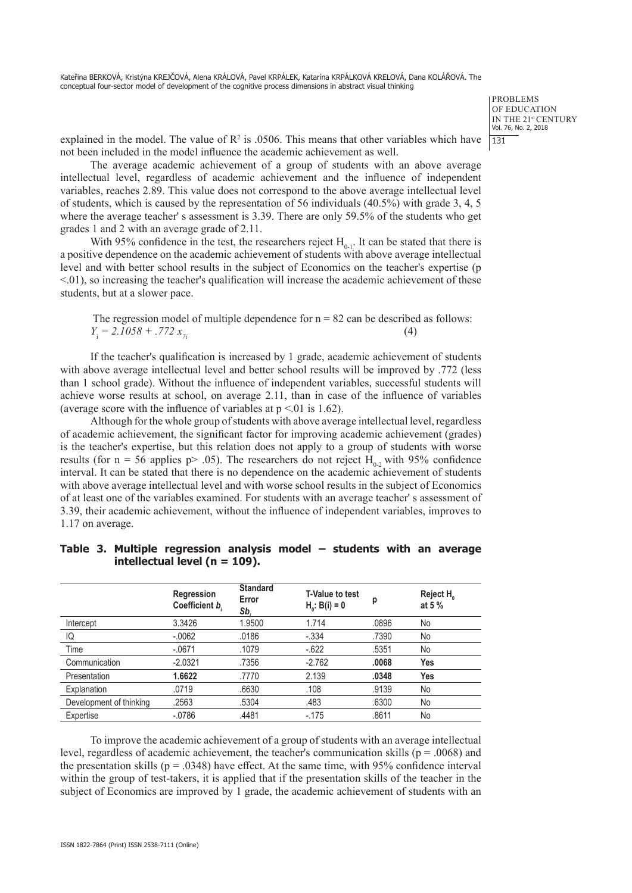explained in the model. The value of $R^2$ is .0506. This means that other variables which have not been included in the model influence the academic achievement as well.

The average academic achievement of a group of students with an above average intellectual level, regardless of academic achievement and the influence of independent variables, reaches 2.89. This value does not correspond to the above average intellectual level of students, which is caused by the representation of 56 individuals (40.5%) with grade 3, 4, 5 where the average teacher' s assessment is 3.39. There are only 59.5% of the students who get grades 1 and 2 with an average grade of 2.11.

With 95% confidence in the test, the researchers reject $H_{0-1}$. It can be stated that there is a positive dependence on the academic achievement of students with above average intellectual level and with better school results in the subject of Economics on the teacher's expertise ($p < .01$), so increasing the teacher's qualification will increase the academic achievement of these students, but at a slower pace.

The regression model of multiple dependence for n = 82 can be described as follows:

$$Y_i = 2.1058 + .772\, x_{7i} \tag{4}$$

If the teacher's qualification is increased by 1 grade, academic achievement of students with above average intellectual level and better school results will be improved by .772 (less than 1 school grade). Without the influence of independent variables, successful students will achieve worse results at school, on average 2.11, than in case of the influence of variables (average score with the influence of variables at $p < .01$ is 1.62).

Although for the whole group of students with above average intellectual level, regardless of academic achievement, the significant factor for improving academic achievement (grades) is the teacher's expertise, but this relation does not apply to a group of students with worse results (for n = 56 applies $p > .05$). The researchers do not reject $H_{0-2}$ with 95% confidence interval. It can be stated that there is no dependence on the academic achievement of students with above average intellectual level and with worse school results in the subject of Economics of at least one of the variables examined. For students with an average teacher' s assessment of 3.39, their academic achievement, without the influence of independent variables, improves to 1.17 on average.

**Table 3. Multiple regression analysis model – students with an average intellectual level (n = 109).**

| | Regression Coefficient $b_i$ | Standard Error $Sb_i$ | T-Value to test $H_0$: B(i) = 0 | p | Reject $H_0$ at 5 % |
|---|---|---|---|---|---|
| Intercept | 3.3426 | 1.9500 | 1.714 | .0896 | No |
| IQ | -.0062 | .0186 | -.334 | .7390 | No |
| Time | -.0671 | .1079 | -.622 | .5351 | No |
| Communication | -2.0321 | .7356 | -2.762 | **.0068** | **Yes** |
| Presentation | **1.6622** | .7770 | 2.139 | **.0348** | **Yes** |
| Explanation | .0719 | .6630 | .108 | .9139 | No |
| Development of thinking | .2563 | .5304 | .483 | .6300 | No |
| Expertise | -.0786 | .4481 | -.175 | .8611 | No |

To improve the academic achievement of a group of students with an average intellectual level, regardless of academic achievement, the teacher's communication skills ($p = .0068$) and the presentation skills ($p = .0348$) have effect. At the same time, with 95% confidence interval within the group of test-takers, it is applied that if the presentation skills of the teacher in the subject of Economics are improved by 1 grade, the academic achievement of students with an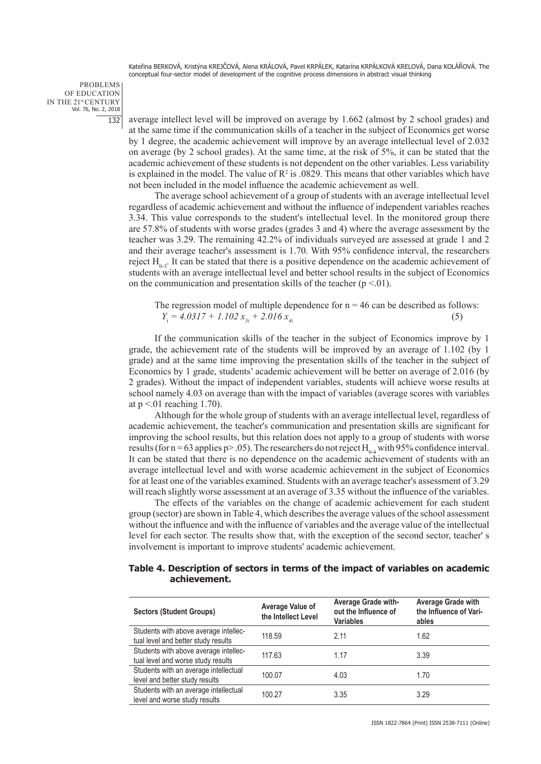average intellect level will be improved on average by 1.662 (almost by 2 school grades) and at the same time if the communication skills of a teacher in the subject of Economics get worse by 1 degree, the academic achievement will improve by an average intellectual level of 2.032 on average (by 2 school grades). At the same time, at the risk of 5%, it can be stated that the academic achievement of these students is not dependent on the other variables. Less variability is explained in the model. The value of $R^2$ is .0829. This means that other variables which have not been included in the model influence the academic achievement as well.

The average school achievement of a group of students with an average intellectual level regardless of academic achievement and without the influence of independent variables reaches 3.34. This value corresponds to the student's intellectual level. In the monitored group there are 57.8% of students with worse grades (grades 3 and 4) where the average assessment by the teacher was 3.29. The remaining 42.2% of individuals surveyed are assessed at grade 1 and 2 and their average teacher's assessment is 1.70. With 95% confidence interval, the researchers reject $H_{0-3}$. It can be stated that there is a positive dependence on the academic achievement of students with an average intellectual level and better school results in the subject of Economics on the communication and presentation skills of the teacher ($p < .01$).

The regression model of multiple dependence for $n = 46$ can be described as follows:

$$Y_i = 4.0317 + 1.102\, x_{3i} + 2.016\, x_{4i} \qquad (5)$$

If the communication skills of the teacher in the subject of Economics improve by 1 grade, the achievement rate of the students will be improved by an average of 1.102 (by 1 grade) and at the same time improving the presentation skills of the teacher in the subject of Economics by 1 grade, students' academic achievement will be better on average of 2.016 (by 2 grades). Without the impact of independent variables, students will achieve worse results at school namely 4.03 on average than with the impact of variables (average scores with variables at $p < .01$ reaching 1.70).

Although for the whole group of students with an average intellectual level, regardless of academic achievement, the teacher's communication and presentation skills are significant for improving the school results, but this relation does not apply to a group of students with worse results (for $n = 63$ applies $p > .05$). The researchers do not reject $H_{0-4}$ with 95% confidence interval. It can be stated that there is no dependence on the academic achievement of students with an average intellectual level and with worse academic achievement in the subject of Economics for at least one of the variables examined. Students with an average teacher's assessment of 3.29 will reach slightly worse assessment at an average of 3.35 without the influence of the variables.

The effects of the variables on the change of academic achievement for each student group (sector) are shown in Table 4, which describes the average values of the school assessment without the influence and with the influence of variables and the average value of the intellectual level for each sector. The results show that, with the exception of the second sector, teacher' s involvement is important to improve students' academic achievement.

**Table 4. Description of sectors in terms of the impact of variables on academic achievement.**

| Sectors (Student Groups) | Average Value of the Intellect Level | Average Grade without the Influence of Variables | Average Grade with the Influence of Variables |
|---|---|---|---|
| Students with above average intellectual level and better study results | 118.59 | 2.11 | 1.62 |
| Students with above average intellectual level and worse study results | 117.63 | 1.17 | 3.39 |
| Students with an average intellectual level and better study results | 100.07 | 4.03 | 1.70 |
| Students with an average intellectual level and worse study results | 100.27 | 3.35 | 3.29 |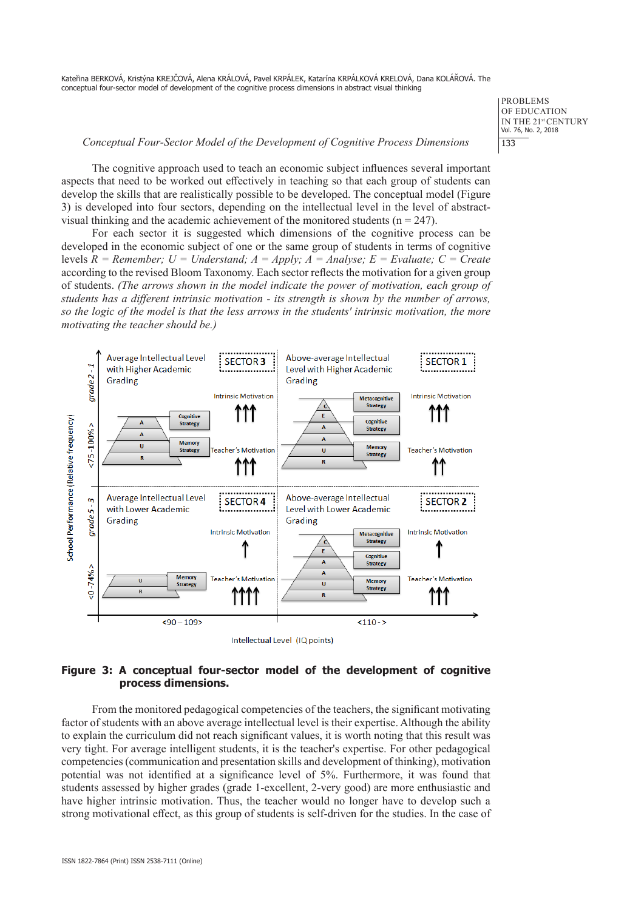*Conceptual Four-Sector Model of the Development of Cognitive Process Dimensions*

The cognitive approach used to teach an economic subject influences several important aspects that need to be worked out effectively in teaching so that each group of students can develop the skills that are realistically possible to be developed. The conceptual model (Figure 3) is developed into four sectors, depending on the intellectual level in the level of abstract-visual thinking and the academic achievement of the monitored students (n = 247).

For each sector it is suggested which dimensions of the cognitive process can be developed in the economic subject of one or the same group of students in terms of cognitive levels *R = Remember; U = Understand; A = Apply; A = Analyse; E = Evaluate; C = Create* according to the revised Bloom Taxonomy. Each sector reflects the motivation for a given group of students. *(The arrows shown in the model indicate the power of motivation, each group of students has a different intrinsic motivation - its strength is shown by the number of arrows, so the logic of the model is that the less arrows in the students' intrinsic motivation, the more motivating the teacher should be.)*

School Performance (Relative frequency)

grade 2 - 1 <75 -100%>

grade 5 - 3 <0 -74%>

Average Intellectual Level with Higher Academic Grading

SECTOR 3

Intrinsic Motivation ↑↑↑

Cognitive Strategy

Memory Strategy

A A U R

Teacher's Motivation ↑↑↑

Above-average Intellectual Level with Higher Academic Grading

SECTOR 1

Metacognitive Strategy

Cognitive Strategy

Memory Strategy

C E A A U R

Intrinsic Motivation ↑↑↑

Teacher's Motivation ↑↑

Average Intellectual Level with Lower Academic Grading

SECTOR 4

Intrinsic Motivation ↑

U R

Memory Strategy

Teacher's Motivation ↑↑↑↑

Above-average Intellectual Level with Lower Academic Grading

SECTOR 2

Metacognitive Strategy

Cognitive Strategy

Memory Strategy

C E A A U R

Intrinsic Motivation ↑

Teacher's Motivation ↑↑↑

<90 – 109>

<110 - >

Intellectual Level (IQ points)

**Figure 3: A conceptual four-sector model of the development of cognitive process dimensions.**

From the monitored pedagogical competencies of the teachers, the significant motivating factor of students with an above average intellectual level is their expertise. Although the ability to explain the curriculum did not reach significant values, it is worth noting that this result was very tight. For average intelligent students, it is the teacher's expertise. For other pedagogical competencies (communication and presentation skills and development of thinking), motivation potential was not identified at a significance level of 5%. Furthermore, it was found that students assessed by higher grades (grade 1-excellent, 2-very good) are more enthusiastic and have higher intrinsic motivation. Thus, the teacher would no longer have to develop such a strong motivational effect, as this group of students is self-driven for the studies. In the case of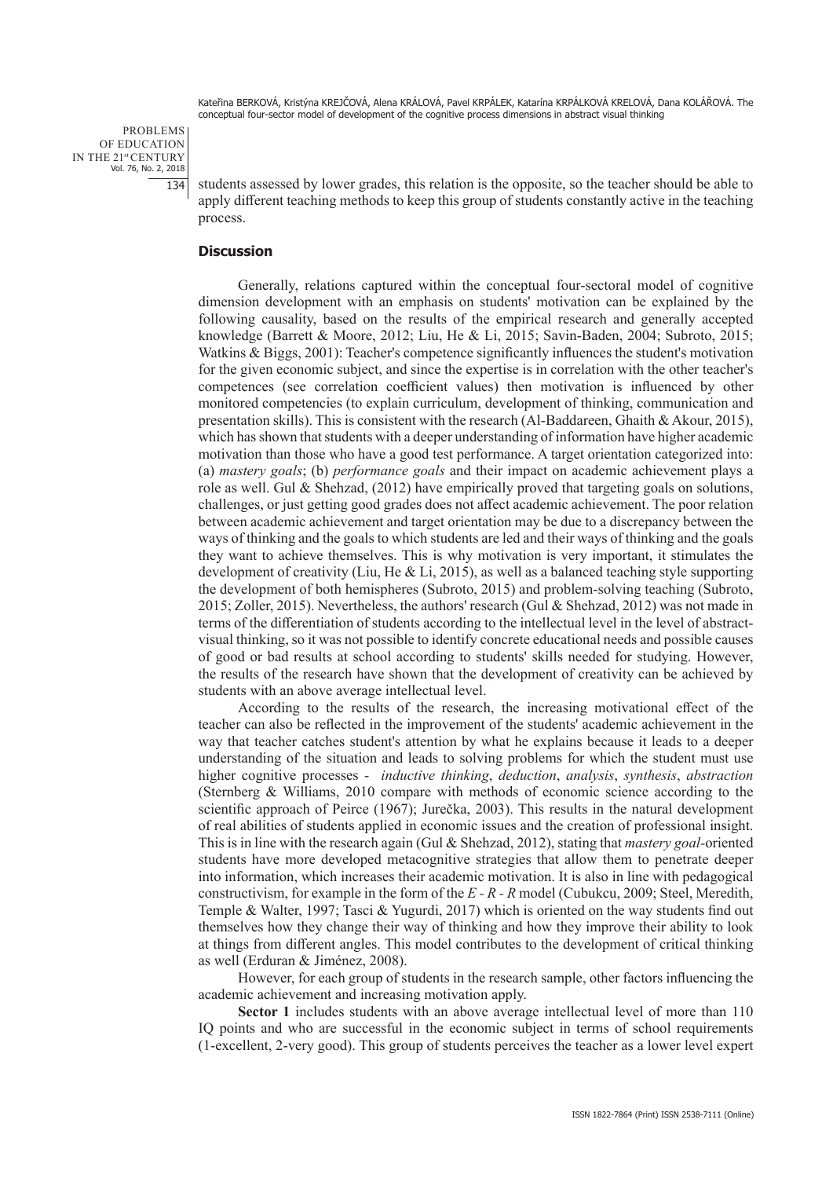students assessed by lower grades, this relation is the opposite, so the teacher should be able to apply different teaching methods to keep this group of students constantly active in the teaching process.

## Discussion

Generally, relations captured within the conceptual four-sectoral model of cognitive dimension development with an emphasis on students' motivation can be explained by the following causality, based on the results of the empirical research and generally accepted knowledge (Barrett & Moore, 2012; Liu, He & Li, 2015; Savin-Baden, 2004; Subroto, 2015; Watkins & Biggs, 2001): Teacher's competence significantly influences the student's motivation for the given economic subject, and since the expertise is in correlation with the other teacher's competences (see correlation coefficient values) then motivation is influenced by other monitored competencies (to explain curriculum, development of thinking, communication and presentation skills). This is consistent with the research (Al-Baddareen, Ghaith & Akour, 2015), which has shown that students with a deeper understanding of information have higher academic motivation than those who have a good test performance. A target orientation categorized into: (a) *mastery goals*; (b) *performance goals* and their impact on academic achievement plays a role as well. Gul & Shehzad, (2012) have empirically proved that targeting goals on solutions, challenges, or just getting good grades does not affect academic achievement. The poor relation between academic achievement and target orientation may be due to a discrepancy between the ways of thinking and the goals to which students are led and their ways of thinking and the goals they want to achieve themselves. This is why motivation is very important, it stimulates the development of creativity (Liu, He & Li, 2015), as well as a balanced teaching style supporting the development of both hemispheres (Subroto, 2015) and problem-solving teaching (Subroto, 2015; Zoller, 2015). Nevertheless, the authors' research (Gul & Shehzad, 2012) was not made in terms of the differentiation of students according to the intellectual level in the level of abstract-visual thinking, so it was not possible to identify concrete educational needs and possible causes of good or bad results at school according to students' skills needed for studying. However, the results of the research have shown that the development of creativity can be achieved by students with an above average intellectual level.

According to the results of the research, the increasing motivational effect of the teacher can also be reflected in the improvement of the students' academic achievement in the way that teacher catches student's attention by what he explains because it leads to a deeper understanding of the situation and leads to solving problems for which the student must use higher cognitive processes - *inductive thinking*, *deduction*, *analysis*, *synthesis*, *abstraction* (Sternberg & Williams, 2010 compare with methods of economic science according to the scientific approach of Peirce (1967); Jurečka, 2003). This results in the natural development of real abilities of students applied in economic issues and the creation of professional insight. This is in line with the research again (Gul & Shehzad, 2012), stating that *mastery goal*-oriented students have more developed metacognitive strategies that allow them to penetrate deeper into information, which increases their academic motivation. It is also in line with pedagogical constructivism, for example in the form of the *E - R - R* model (Cubukcu, 2009; Steel, Meredith, Temple & Walter, 1997; Tasci & Yugurdi, 2017) which is oriented on the way students find out themselves how they change their way of thinking and how they improve their ability to look at things from different angles. This model contributes to the development of critical thinking as well (Erduran & Jiménez, 2008).

However, for each group of students in the research sample, other factors influencing the academic achievement and increasing motivation apply.

**Sector 1** includes students with an above average intellectual level of more than 110 IQ points and who are successful in the economic subject in terms of school requirements (1-excellent, 2-very good). This group of students perceives the teacher as a lower level expert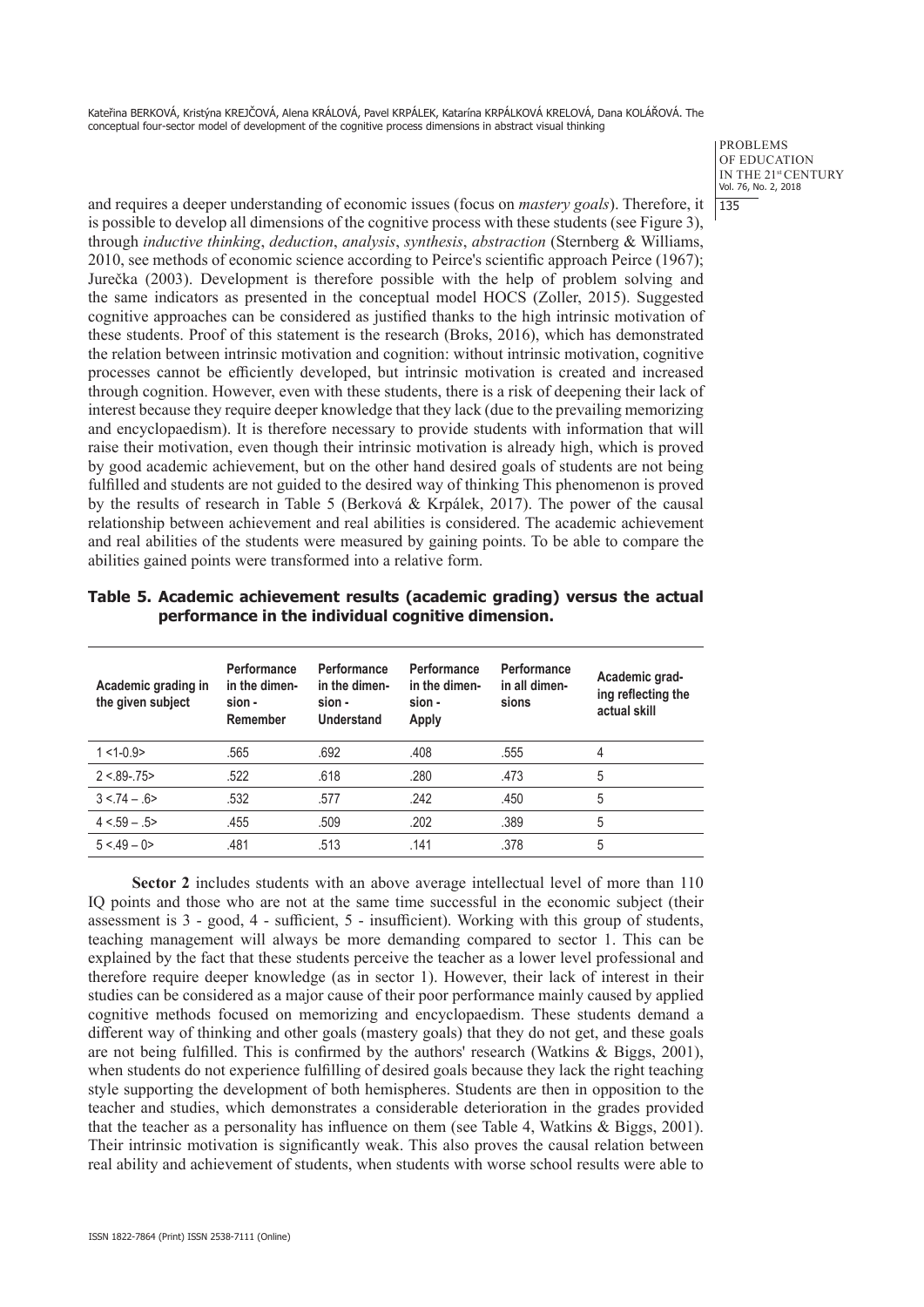and requires a deeper understanding of economic issues (focus on *mastery goals*). Therefore, it is possible to develop all dimensions of the cognitive process with these students (see Figure 3), through *inductive thinking*, *deduction*, *analysis*, *synthesis*, *abstraction* (Sternberg & Williams, 2010, see methods of economic science according to Peirce's scientific approach Peirce (1967); Jurečka (2003). Development is therefore possible with the help of problem solving and the same indicators as presented in the conceptual model HOCS (Zoller, 2015). Suggested cognitive approaches can be considered as justified thanks to the high intrinsic motivation of these students. Proof of this statement is the research (Broks, 2016), which has demonstrated the relation between intrinsic motivation and cognition: without intrinsic motivation, cognitive processes cannot be efficiently developed, but intrinsic motivation is created and increased through cognition. However, even with these students, there is a risk of deepening their lack of interest because they require deeper knowledge that they lack (due to the prevailing memorizing and encyclopaedism). It is therefore necessary to provide students with information that will raise their motivation, even though their intrinsic motivation is already high, which is proved by good academic achievement, but on the other hand desired goals of students are not being fulfilled and students are not guided to the desired way of thinking This phenomenon is proved by the results of research in Table 5 (Berková & Krpálek, 2017). The power of the causal relationship between achievement and real abilities is considered. The academic achievement and real abilities of the students were measured by gaining points. To be able to compare the abilities gained points were transformed into a relative form.

**Table 5. Academic achievement results (academic grading) versus the actual performance in the individual cognitive dimension.**

| Academic grading in the given subject | Performance in the dimension - Remember | Performance in the dimension - Understand | Performance in the dimension - Apply | Performance in all dimensions | Academic grading reflecting the actual skill |
|---|---|---|---|---|---|
| 1 <1-0.9> | .565 | .692 | .408 | .555 | 4 |
| 2 <.89-.75> | .522 | .618 | .280 | .473 | 5 |
| 3 <.74 – .6> | .532 | .577 | .242 | .450 | 5 |
| 4 <.59 – .5> | .455 | .509 | .202 | .389 | 5 |
| 5 <.49 – 0> | .481 | .513 | .141 | .378 | 5 |

**Sector 2** includes students with an above average intellectual level of more than 110 IQ points and those who are not at the same time successful in the economic subject (their assessment is 3 - good, 4 - sufficient, 5 - insufficient). Working with this group of students, teaching management will always be more demanding compared to sector 1. This can be explained by the fact that these students perceive the teacher as a lower level professional and therefore require deeper knowledge (as in sector 1). However, their lack of interest in their studies can be considered as a major cause of their poor performance mainly caused by applied cognitive methods focused on memorizing and encyclopaedism. These students demand a different way of thinking and other goals (mastery goals) that they do not get, and these goals are not being fulfilled. This is confirmed by the authors' research (Watkins & Biggs, 2001), when students do not experience fulfilling of desired goals because they lack the right teaching style supporting the development of both hemispheres. Students are then in opposition to the teacher and studies, which demonstrates a considerable deterioration in the grades provided that the teacher as a personality has influence on them (see Table 4, Watkins & Biggs, 2001). Their intrinsic motivation is significantly weak. This also proves the causal relation between real ability and achievement of students, when students with worse school results were able to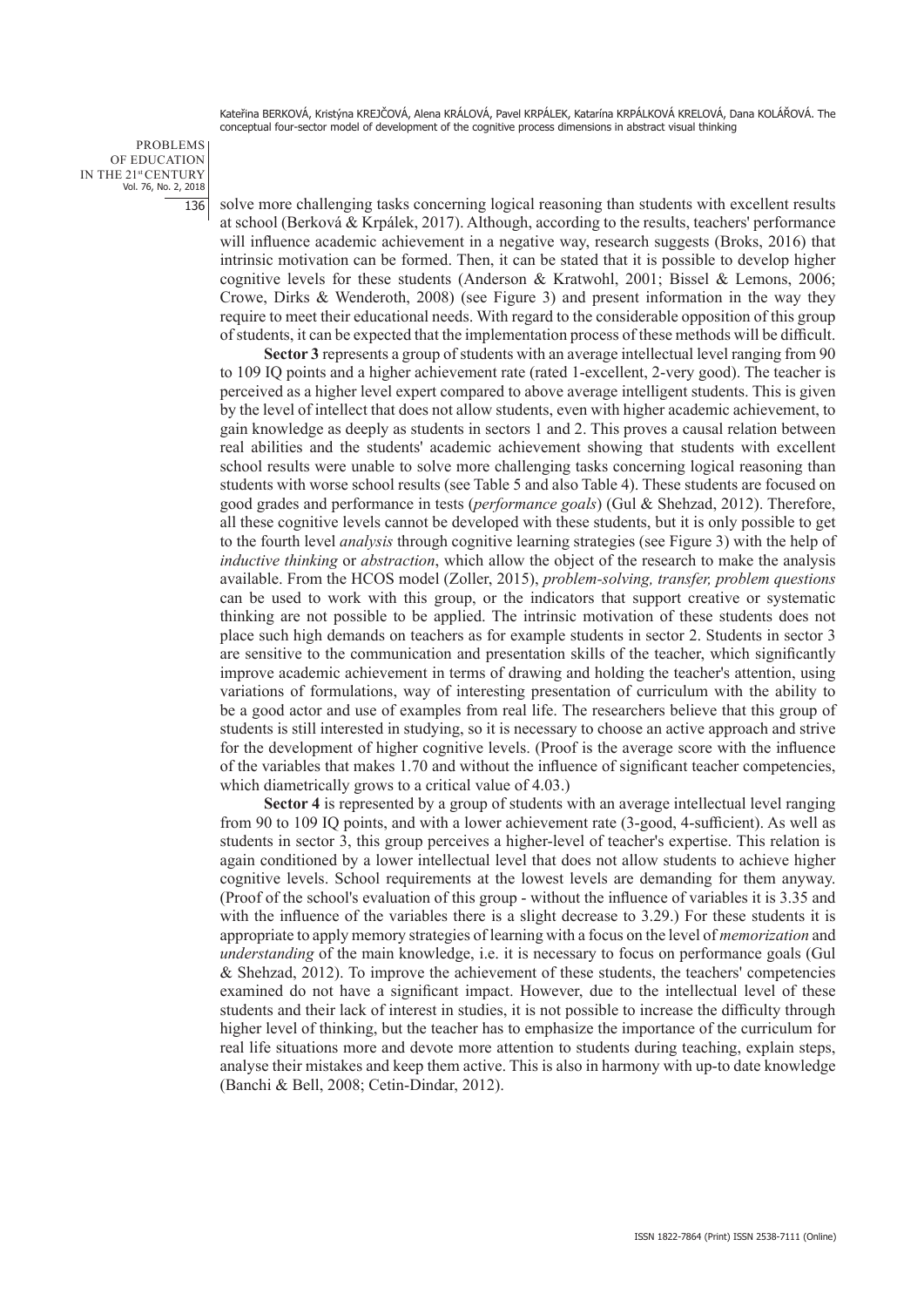solve more challenging tasks concerning logical reasoning than students with excellent results at school (Berková & Krpálek, 2017). Although, according to the results, teachers' performance will influence academic achievement in a negative way, research suggests (Broks, 2016) that intrinsic motivation can be formed. Then, it can be stated that it is possible to develop higher cognitive levels for these students (Anderson & Kratwohl, 2001; Bissel & Lemons, 2006; Crowe, Dirks & Wenderoth, 2008) (see Figure 3) and present information in the way they require to meet their educational needs. With regard to the considerable opposition of this group of students, it can be expected that the implementation process of these methods will be difficult.

**Sector 3** represents a group of students with an average intellectual level ranging from 90 to 109 IQ points and a higher achievement rate (rated 1-excellent, 2-very good). The teacher is perceived as a higher level expert compared to above average intelligent students. This is given by the level of intellect that does not allow students, even with higher academic achievement, to gain knowledge as deeply as students in sectors 1 and 2. This proves a causal relation between real abilities and the students' academic achievement showing that students with excellent school results were unable to solve more challenging tasks concerning logical reasoning than students with worse school results (see Table 5 and also Table 4). These students are focused on good grades and performance in tests (*performance goals*) (Gul & Shehzad, 2012). Therefore, all these cognitive levels cannot be developed with these students, but it is only possible to get to the fourth level *analysis* through cognitive learning strategies (see Figure 3) with the help of *inductive thinking* or *abstraction*, which allow the object of the research to make the analysis available. From the HCOS model (Zoller, 2015), *problem-solving, transfer, problem questions* can be used to work with this group, or the indicators that support creative or systematic thinking are not possible to be applied. The intrinsic motivation of these students does not place such high demands on teachers as for example students in sector 2. Students in sector 3 are sensitive to the communication and presentation skills of the teacher, which significantly improve academic achievement in terms of drawing and holding the teacher's attention, using variations of formulations, way of interesting presentation of curriculum with the ability to be a good actor and use of examples from real life. The researchers believe that this group of students is still interested in studying, so it is necessary to choose an active approach and strive for the development of higher cognitive levels. (Proof is the average score with the influence of the variables that makes 1.70 and without the influence of significant teacher competencies, which diametrically grows to a critical value of 4.03.)

**Sector 4** is represented by a group of students with an average intellectual level ranging from 90 to 109 IQ points, and with a lower achievement rate (3-good, 4-sufficient). As well as students in sector 3, this group perceives a higher-level of teacher's expertise. This relation is again conditioned by a lower intellectual level that does not allow students to achieve higher cognitive levels. School requirements at the lowest levels are demanding for them anyway. (Proof of the school's evaluation of this group - without the influence of variables it is 3.35 and with the influence of the variables there is a slight decrease to 3.29.) For these students it is appropriate to apply memory strategies of learning with a focus on the level of *memorization* and *understanding* of the main knowledge, i.e. it is necessary to focus on performance goals (Gul & Shehzad, 2012). To improve the achievement of these students, the teachers' competencies examined do not have a significant impact. However, due to the intellectual level of these students and their lack of interest in studies, it is not possible to increase the difficulty through higher level of thinking, but the teacher has to emphasize the importance of the curriculum for real life situations more and devote more attention to students during teaching, explain steps, analyse their mistakes and keep them active. This is also in harmony with up-to date knowledge (Banchi & Bell, 2008; Cetin-Dindar, 2012).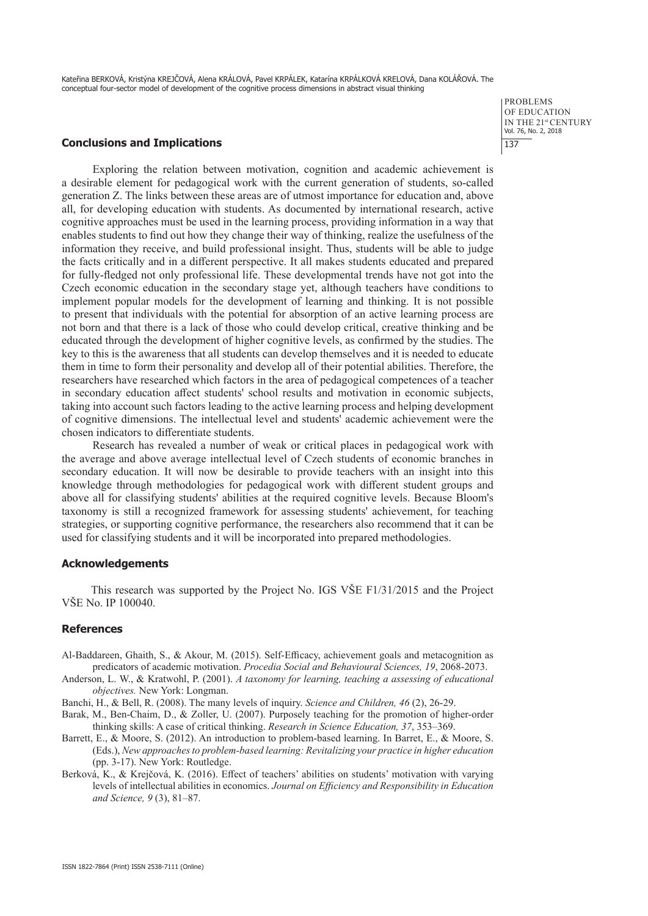## Conclusions and Implications

Exploring the relation between motivation, cognition and academic achievement is a desirable element for pedagogical work with the current generation of students, so-called generation Z. The links between these areas are of utmost importance for education and, above all, for developing education with students. As documented by international research, active cognitive approaches must be used in the learning process, providing information in a way that enables students to find out how they change their way of thinking, realize the usefulness of the information they receive, and build professional insight. Thus, students will be able to judge the facts critically and in a different perspective. It all makes students educated and prepared for fully-fledged not only professional life. These developmental trends have not got into the Czech economic education in the secondary stage yet, although teachers have conditions to implement popular models for the development of learning and thinking. It is not possible to present that individuals with the potential for absorption of an active learning process are not born and that there is a lack of those who could develop critical, creative thinking and be educated through the development of higher cognitive levels, as confirmed by the studies. The key to this is the awareness that all students can develop themselves and it is needed to educate them in time to form their personality and develop all of their potential abilities. Therefore, the researchers have researched which factors in the area of pedagogical competences of a teacher in secondary education affect students' school results and motivation in economic subjects, taking into account such factors leading to the active learning process and helping development of cognitive dimensions. The intellectual level and students' academic achievement were the chosen indicators to differentiate students.

Research has revealed a number of weak or critical places in pedagogical work with the average and above average intellectual level of Czech students of economic branches in secondary education. It will now be desirable to provide teachers with an insight into this knowledge through methodologies for pedagogical work with different student groups and above all for classifying students' abilities at the required cognitive levels. Because Bloom's taxonomy is still a recognized framework for assessing students' achievement, for teaching strategies, or supporting cognitive performance, the researchers also recommend that it can be used for classifying students and it will be incorporated into prepared methodologies.

## Acknowledgements

This research was supported by the Project No. IGS VŠE F1/31/2015 and the Project VŠE No. IP 100040.

## References

Al-Baddareen, Ghaith, S., & Akour, M. (2015). Self-Efficacy, achievement goals and metacognition as predicators of academic motivation. *Procedia Social and Behavioural Sciences, 19*, 2068-2073.

Anderson, L. W., & Kratwohl, P. (2001). *A taxonomy for learning, teaching a assessing of educational objectives.* New York: Longman.

Banchi, H., & Bell, R. (2008). The many levels of inquiry. *Science and Children, 46* (2), 26-29.

Barak, M., Ben-Chaim, D., & Zoller, U. (2007). Purposely teaching for the promotion of higher-order thinking skills: A case of critical thinking. *Research in Science Education, 37*, 353–369.

Barrett, E., & Moore, S. (2012). An introduction to problem-based learning. In Barret, E., & Moore, S. (Eds.), *New approaches to problem-based learning: Revitalizing your practice in higher education* (pp. 3-17). New York: Routledge.

Berková, K., & Krejčová, K. (2016). Effect of teachers' abilities on students' motivation with varying levels of intellectual abilities in economics. *Journal on Efficiency and Responsibility in Education and Science, 9* (3), 81–87.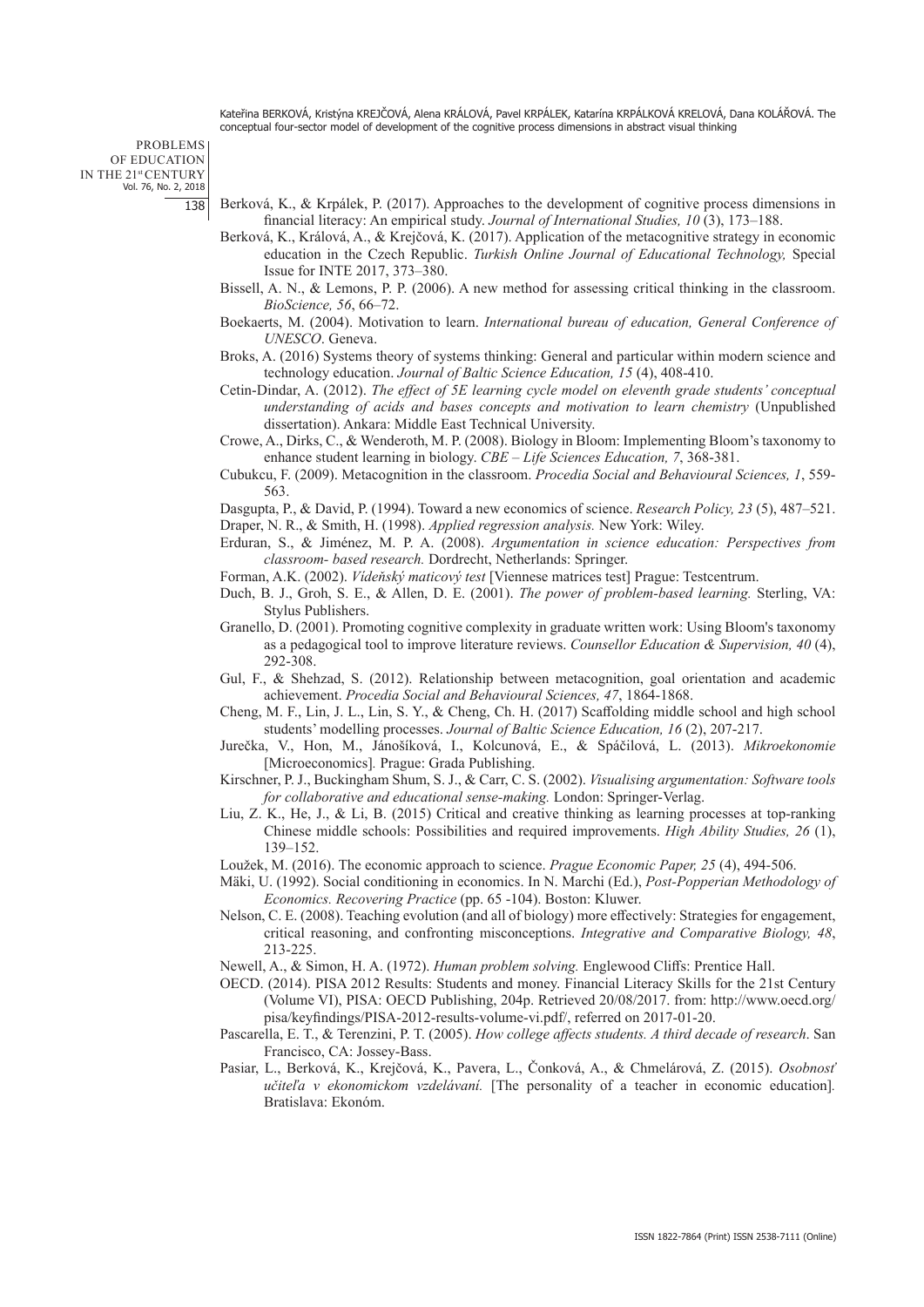Berková, K., & Krpálek, P. (2017). Approaches to the development of cognitive process dimensions in financial literacy: An empirical study. *Journal of International Studies, 10* (3), 173–188.

Berková, K., Králová, A., & Krejčová, K. (2017). Application of the metacognitive strategy in economic education in the Czech Republic. *Turkish Online Journal of Educational Technology,* Special Issue for INTE 2017, 373–380.

Bissell, A. N., & Lemons, P. P. (2006). A new method for assessing critical thinking in the classroom. *BioScience, 56*, 66–72.

Boekaerts, M. (2004). Motivation to learn. *International bureau of education, General Conference of UNESCO*. Geneva.

Broks, A. (2016) Systems theory of systems thinking: General and particular within modern science and technology education. *Journal of Baltic Science Education, 15* (4), 408-410.

Cetin-Dindar, A. (2012). *The effect of 5E learning cycle model on eleventh grade students' conceptual understanding of acids and bases concepts and motivation to learn chemistry* (Unpublished dissertation). Ankara: Middle East Technical University.

Crowe, A., Dirks, C., & Wenderoth, M. P. (2008). Biology in Bloom: Implementing Bloom's taxonomy to enhance student learning in biology. *CBE – Life Sciences Education, 7*, 368-381.

Cubukcu, F. (2009). Metacognition in the classroom. *Procedia Social and Behavioural Sciences, 1*, 559-563.

Dasgupta, P., & David, P. (1994). Toward a new economics of science. *Research Policy, 23* (5), 487–521.

Draper, N. R., & Smith, H. (1998). *Applied regression analysis.* New York: Wiley.

Erduran, S., & Jiménez, M. P. A. (2008). *Argumentation in science education: Perspectives from classroom- based research.* Dordrecht, Netherlands: Springer.

Forman, A.K. (2002). *Vídeňský maticový test* [Viennese matrices test] Prague: Testcentrum.

Duch, B. J., Groh, S. E., & Allen, D. E. (2001). *The power of problem-based learning.* Sterling, VA: Stylus Publishers.

Granello, D. (2001). Promoting cognitive complexity in graduate written work: Using Bloom's taxonomy as a pedagogical tool to improve literature reviews. *Counsellor Education & Supervision, 40* (4), 292-308.

Gul, F., & Shehzad, S. (2012). Relationship between metacognition, goal orientation and academic achievement. *Procedia Social and Behavioural Sciences, 47*, 1864-1868.

Cheng, M. F., Lin, J. L., Lin, S. Y., & Cheng, Ch. H. (2017) Scaffolding middle school and high school students' modelling processes. *Journal of Baltic Science Education, 16* (2), 207-217.

Jurečka, V., Hon, M., Jánošíková, I., Kolcunová, E., & Spáčilová, L. (2013). *Mikroekonomie* [Microeconomics]*.* Prague: Grada Publishing.

Kirschner, P. J., Buckingham Shum, S. J., & Carr, C. S. (2002). *Visualising argumentation: Software tools for collaborative and educational sense-making.* London: Springer-Verlag.

Liu, Z. K., He, J., & Li, B. (2015) Critical and creative thinking as learning processes at top-ranking Chinese middle schools: Possibilities and required improvements. *High Ability Studies, 26* (1), 139–152.

Loužek, M. (2016). The economic approach to science. *Prague Economic Paper, 25* (4), 494-506.

Mäki, U. (1992). Social conditioning in economics. In N. Marchi (Ed.), *Post-Popperian Methodology of Economics. Recovering Practice* (pp. 65 -104). Boston: Kluwer.

Nelson, C. E. (2008). Teaching evolution (and all of biology) more effectively: Strategies for engagement, critical reasoning, and confronting misconceptions. *Integrative and Comparative Biology, 48*, 213-225.

Newell, A., & Simon, H. A. (1972). *Human problem solving.* Englewood Cliffs: Prentice Hall.

OECD. (2014). PISA 2012 Results: Students and money. Financial Literacy Skills for the 21st Century (Volume VI), PISA: OECD Publishing, 204p. Retrieved 20/08/2017. from: http://www.oecd.org/pisa/keyfindings/PISA-2012-results-volume-vi.pdf/, referred on 2017-01-20.

Pascarella, E. T., & Terenzini, P. T. (2005). *How college affects students. A third decade of research*. San Francisco, CA: Jossey-Bass.

Pasiar, L., Berková, K., Krejčová, K., Pavera, L., Čonková, A., & Chmelárová, Z. (2015). *Osobnosť učiteľa v ekonomickom vzdelávaní.* [The personality of a teacher in economic education]*.* Bratislava: Ekonóm.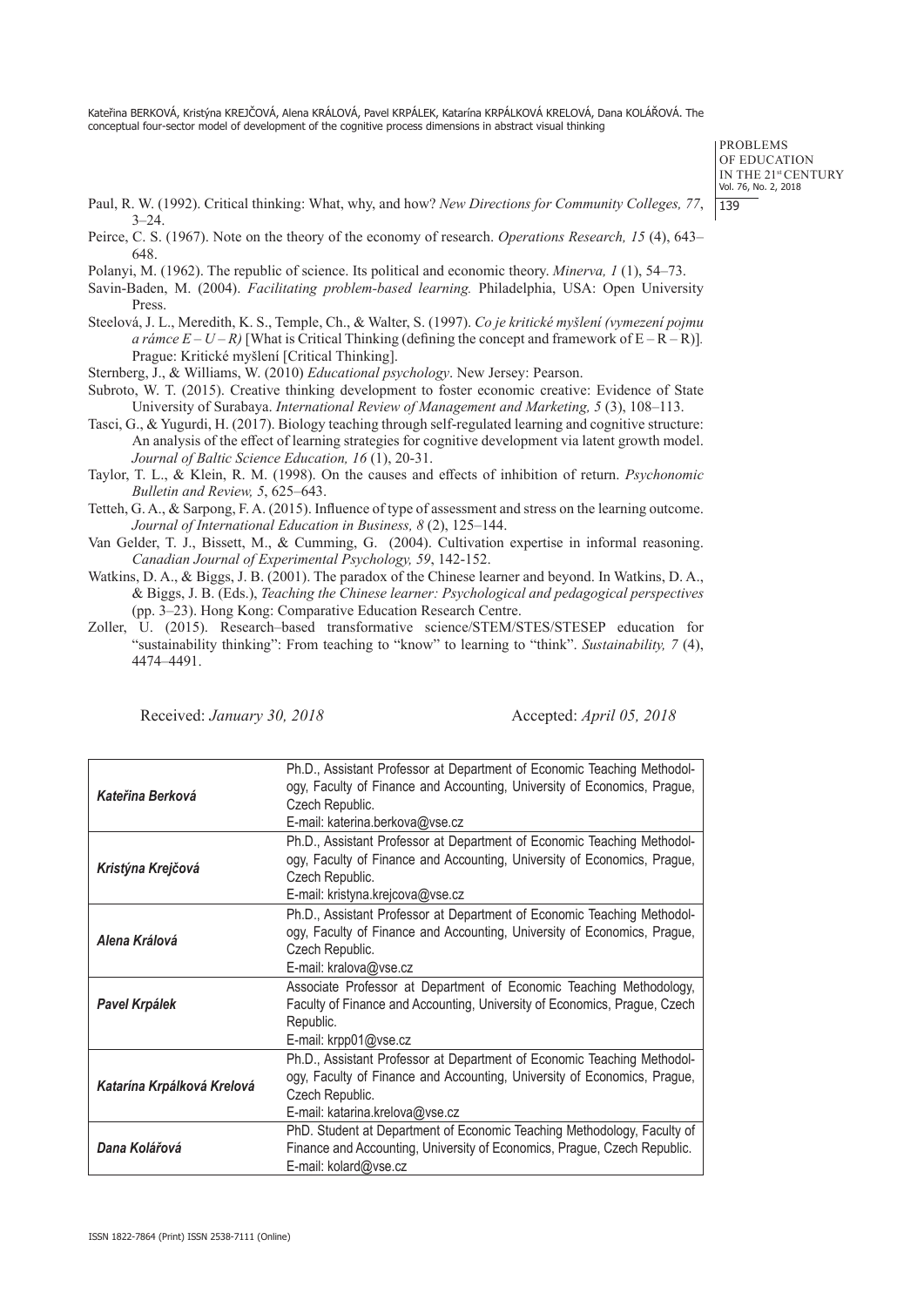Paul, R. W. (1992). Critical thinking: What, why, and how? *New Directions for Community Colleges, 77*, 3–24.

Peirce, C. S. (1967). Note on the theory of the economy of research. *Operations Research, 15* (4), 643–648.

Polanyi, M. (1962). The republic of science. Its political and economic theory. *Minerva, 1* (1), 54–73.

Savin-Baden, M. (2004). *Facilitating problem-based learning.* Philadelphia, USA: Open University Press.

Steelová, J. L., Meredith, K. S., Temple, Ch., & Walter, S. (1997). *Co je kritické myšlení (vymezení pojmu a rámce E – U – R)* [What is Critical Thinking (defining the concept and framework of E – R – R)]. Prague: Kritické myšlení [Critical Thinking].

Sternberg, J., & Williams, W. (2010) *Educational psychology*. New Jersey: Pearson.

Subroto, W. T. (2015). Creative thinking development to foster economic creative: Evidence of State University of Surabaya. *International Review of Management and Marketing, 5* (3), 108–113.

Tasci, G., & Yugurdi, H. (2017). Biology teaching through self-regulated learning and cognitive structure: An analysis of the effect of learning strategies for cognitive development via latent growth model. *Journal of Baltic Science Education, 16* (1), 20-31.

Taylor, T. L., & Klein, R. M. (1998). On the causes and effects of inhibition of return. *Psychonomic Bulletin and Review, 5*, 625–643.

Tetteh, G. A., & Sarpong, F. A. (2015). Influence of type of assessment and stress on the learning outcome. *Journal of International Education in Business, 8* (2), 125–144.

Van Gelder, T. J., Bissett, M., & Cumming, G. (2004). Cultivation expertise in informal reasoning. *Canadian Journal of Experimental Psychology, 59*, 142-152.

Watkins, D. A., & Biggs, J. B. (2001). The paradox of the Chinese learner and beyond. In Watkins, D. A., & Biggs, J. B. (Eds.), *Teaching the Chinese learner: Psychological and pedagogical perspectives* (pp. 3–23). Hong Kong: Comparative Education Research Centre.

Zoller, U. (2015). Research–based transformative science/STEM/STES/STESEP education for "sustainability thinking": From teaching to "know" to learning to "think". *Sustainability, 7* (4), 4474–4491.

Received: *January 30, 2018* Accepted: *April 05, 2018*

| | |
|---|---|
| ***Kateřina Berková*** | Ph.D., Assistant Professor at Department of Economic Teaching Methodology, Faculty of Finance and Accounting, University of Economics, Prague, Czech Republic. E-mail: katerina.berkova@vse.cz |
| ***Kristýna Krejčová*** | Ph.D., Assistant Professor at Department of Economic Teaching Methodology, Faculty of Finance and Accounting, University of Economics, Prague, Czech Republic. E-mail: kristyna.krejcova@vse.cz |
| ***Alena Králová*** | Ph.D., Assistant Professor at Department of Economic Teaching Methodology, Faculty of Finance and Accounting, University of Economics, Prague, Czech Republic. E-mail: kralova@vse.cz |
| ***Pavel Krpálek*** | Associate Professor at Department of Economic Teaching Methodology, Faculty of Finance and Accounting, University of Economics, Prague, Czech Republic. E-mail: krpp01@vse.cz |
| ***Katarína Krpálková Krelová*** | Ph.D., Assistant Professor at Department of Economic Teaching Methodology, Faculty of Finance and Accounting, University of Economics, Prague, Czech Republic. E-mail: katarina.krelova@vse.cz |
| ***Dana Kolářová*** | PhD. Student at Department of Economic Teaching Methodology, Faculty of Finance and Accounting, University of Economics, Prague, Czech Republic. E-mail: kolard@vse.cz |